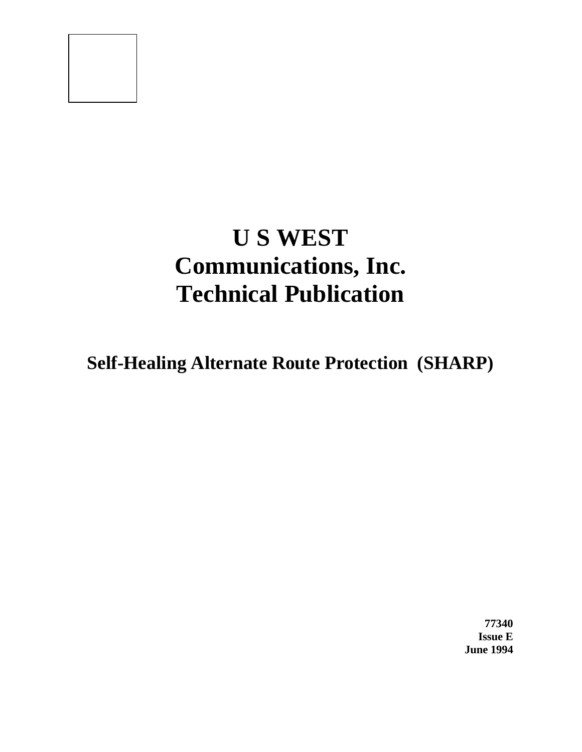# U S WEST Communications, Inc. Technical Publication

## Self-Healing Alternate Route Protection (SHARP)

**77340**
**Issue E**
**June 1994**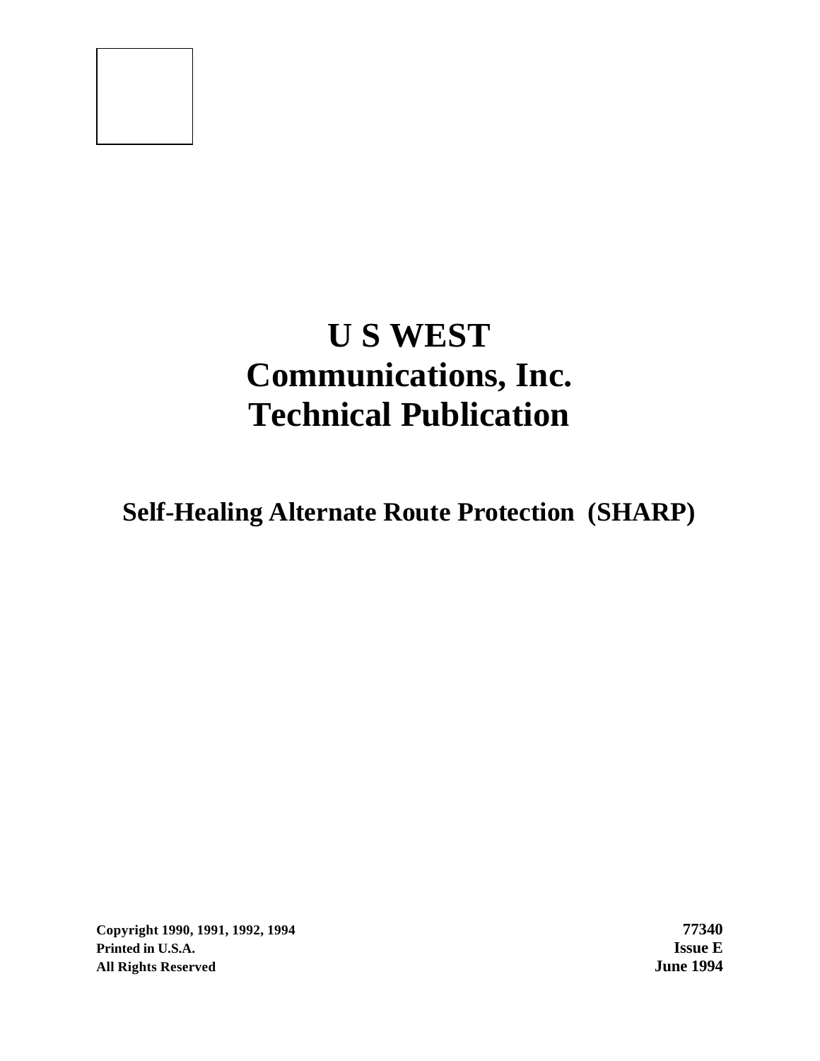# U S WEST Communications, Inc. Technical Publication

## Self-Healing Alternate Route Protection (SHARP)

**Copyright 1990, 1991, 1992, 1994**
**Printed in U.S.A.**
**All Rights Reserved**

**77340**
**Issue E**
**June 1994**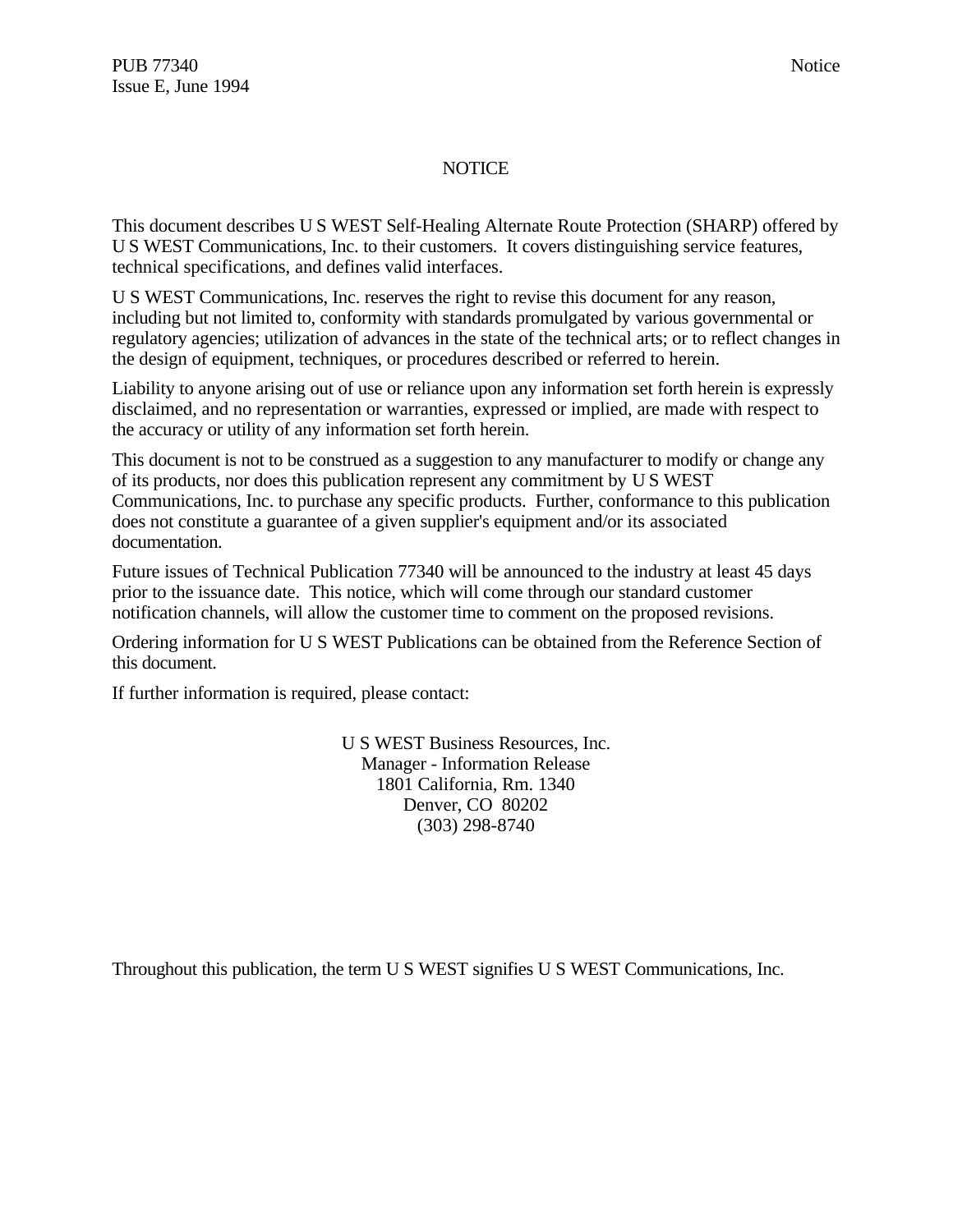# NOTICE

This document describes U S WEST Self-Healing Alternate Route Protection (SHARP) offered by U S WEST Communications, Inc. to their customers. It covers distinguishing service features, technical specifications, and defines valid interfaces.

U S WEST Communications, Inc. reserves the right to revise this document for any reason, including but not limited to, conformity with standards promulgated by various governmental or regulatory agencies; utilization of advances in the state of the technical arts; or to reflect changes in the design of equipment, techniques, or procedures described or referred to herein.

Liability to anyone arising out of use or reliance upon any information set forth herein is expressly disclaimed, and no representation or warranties, expressed or implied, are made with respect to the accuracy or utility of any information set forth herein.

This document is not to be construed as a suggestion to any manufacturer to modify or change any of its products, nor does this publication represent any commitment by U S WEST Communications, Inc. to purchase any specific products. Further, conformance to this publication does not constitute a guarantee of a given supplier's equipment and/or its associated documentation.

Future issues of Technical Publication 77340 will be announced to the industry at least 45 days prior to the issuance date. This notice, which will come through our standard customer notification channels, will allow the customer time to comment on the proposed revisions.

Ordering information for U S WEST Publications can be obtained from the Reference Section of this document.

If further information is required, please contact:

U S WEST Business Resources, Inc.
Manager - Information Release
1801 California, Rm. 1340
Denver, CO 80202
(303) 298-8740

Throughout this publication, the term U S WEST signifies U S WEST Communications, Inc.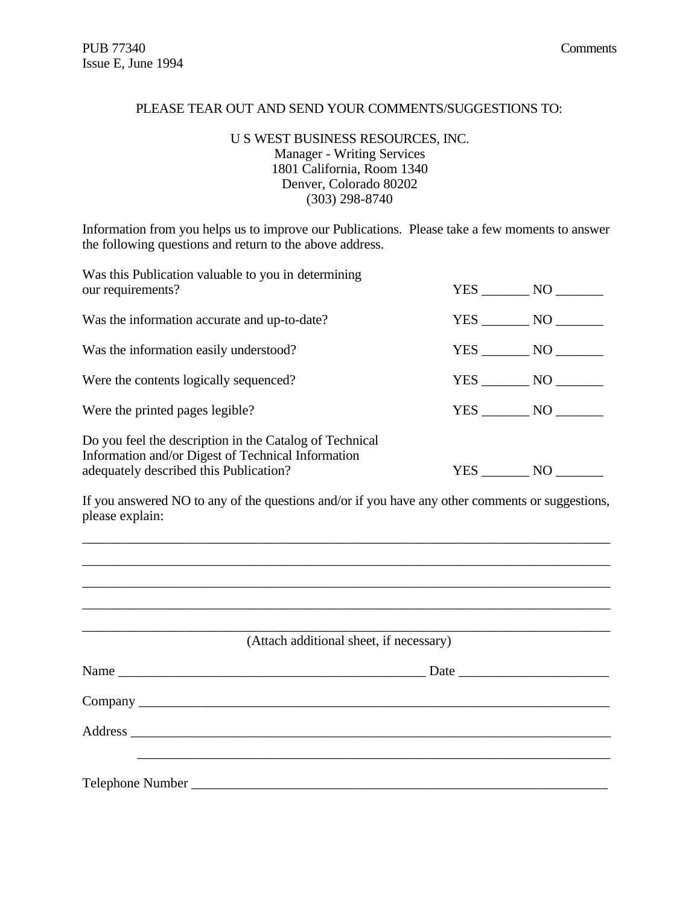PLEASE TEAR OUT AND SEND YOUR COMMENTS/SUGGESTIONS TO:

U S WEST BUSINESS RESOURCES, INC.
Manager - Writing Services
1801 California, Room 1340
Denver, Colorado 80202
(303) 298-8740

Information from you helps us to improve our Publications. Please take a few moments to answer the following questions and return to the above address.

Was this Publication valuable to you in determining our requirements? YES _______ NO _______

Was the information accurate and up-to-date? YES _______ NO _______

Was the information easily understood? YES _______ NO _______

Were the contents logically sequenced? YES _______ NO _______

Were the printed pages legible? YES _______ NO _______

Do you feel the description in the Catalog of Technical Information and/or Digest of Technical Information adequately described this Publication? YES _______ NO _______

If you answered NO to any of the questions and/or if you have any other comments or suggestions, please explain:

_______________________________________________________________________________

_______________________________________________________________________________

_______________________________________________________________________________

_______________________________________________________________________________

_______________________________________________________________________________

(Attach additional sheet, if necessary)

Name _______________________________________________ Date ______________________

Company _____________________________________________________________________

Address ______________________________________________________________________

_____________________________________________________________________

Telephone Number ______________________________________________________________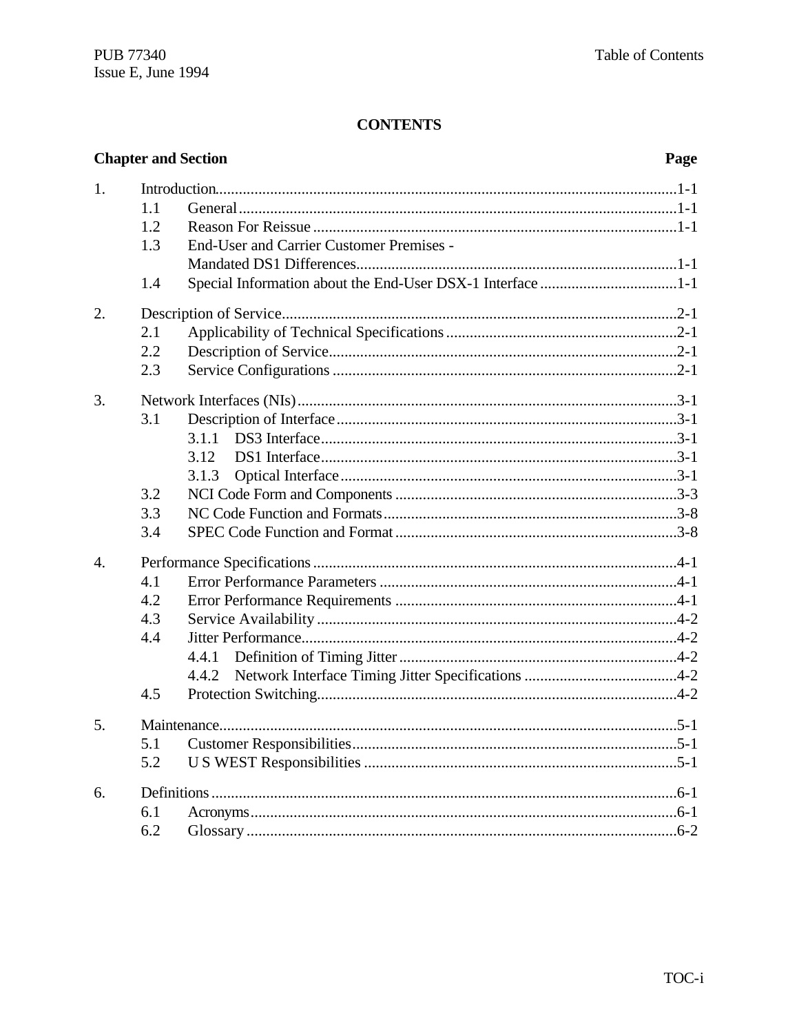# CONTENTS

| Chapter and Section | | | Page |
|---|---|---|---|
| 1. | Introduction | | 1-1 |
| | 1.1 | General | 1-1 |
| | 1.2 | Reason For Reissue | 1-1 |
| | 1.3 | End-User and Carrier Customer Premises - Mandated DS1 Differences | 1-1 |
| | 1.4 | Special Information about the End-User DSX-1 Interface | 1-1 |
| 2. | Description of Service | | 2-1 |
| | 2.1 | Applicability of Technical Specifications | 2-1 |
| | 2.2 | Description of Service | 2-1 |
| | 2.3 | Service Configurations | 2-1 |
| 3. | Network Interfaces (NIs) | | 3-1 |
| | 3.1 | Description of Interface | 3-1 |
| | | 3.1.1 DS3 Interface | 3-1 |
| | | 3.12 DS1 Interface | 3-1 |
| | | 3.1.3 Optical Interface | 3-1 |
| | 3.2 | NCI Code Form and Components | 3-3 |
| | 3.3 | NC Code Function and Formats | 3-8 |
| | 3.4 | SPEC Code Function and Format | 3-8 |
| 4. | Performance Specifications | | 4-1 |
| | 4.1 | Error Performance Parameters | 4-1 |
| | 4.2 | Error Performance Requirements | 4-1 |
| | 4.3 | Service Availability | 4-2 |
| | 4.4 | Jitter Performance | 4-2 |
| | | 4.4.1 Definition of Timing Jitter | 4-2 |
| | | 4.4.2 Network Interface Timing Jitter Specifications | 4-2 |
| | 4.5 | Protection Switching | 4-2 |
| 5. | Maintenance | | 5-1 |
| | 5.1 | Customer Responsibilities | 5-1 |
| | 5.2 | U S WEST Responsibilities | 5-1 |
| 6. | Definitions | | 6-1 |
| | 6.1 | Acronyms | 6-1 |
| | 6.2 | Glossary | 6-2 |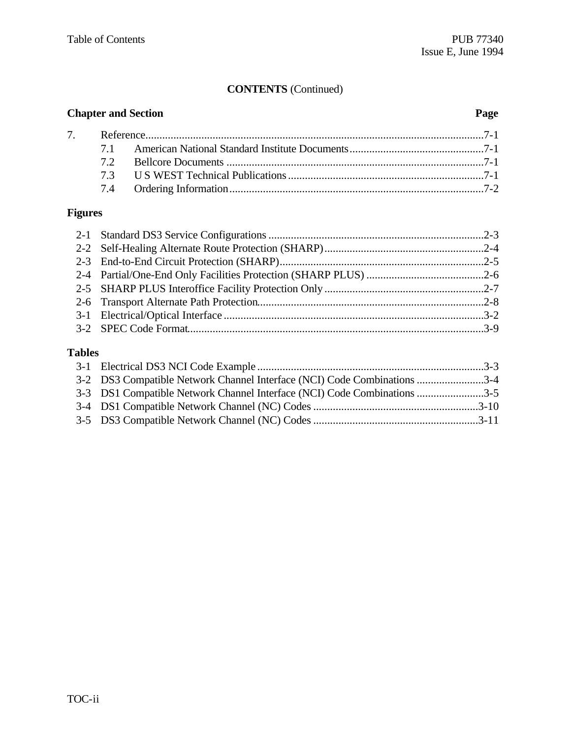**CONTENTS** (Continued)

| Chapter and Section | | Page |
|---|---|---|
| 7. | Reference | 7-1 |
| | 7.1 American National Standard Institute Documents | 7-1 |
| | 7.2 Bellcore Documents | 7-1 |
| | 7.3 U S WEST Technical Publications | 7-1 |
| | 7.4 Ordering Information | 7-2 |

**Figures**

| | | |
|---|---|---|
| 2-1 | Standard DS3 Service Configurations | 2-3 |
| 2-2 | Self-Healing Alternate Route Protection (SHARP) | 2-4 |
| 2-3 | End-to-End Circuit Protection (SHARP) | 2-5 |
| 2-4 | Partial/One-End Only Facilities Protection (SHARP PLUS) | 2-6 |
| 2-5 | SHARP PLUS Interoffice Facility Protection Only | 2-7 |
| 2-6 | Transport Alternate Path Protection | 2-8 |
| 3-1 | Electrical/Optical Interface | 3-2 |
| 3-2 | SPEC Code Format | 3-9 |

**Tables**

| | | |
|---|---|---|
| 3-1 | Electrical DS3 NCI Code Example | 3-3 |
| 3-2 | DS3 Compatible Network Channel Interface (NCI) Code Combinations | 3-4 |
| 3-3 | DS1 Compatible Network Channel Interface (NCI) Code Combinations | 3-5 |
| 3-4 | DS1 Compatible Network Channel (NC) Codes | 3-10 |
| 3-5 | DS3 Compatible Network Channel (NC) Codes | 3-11 |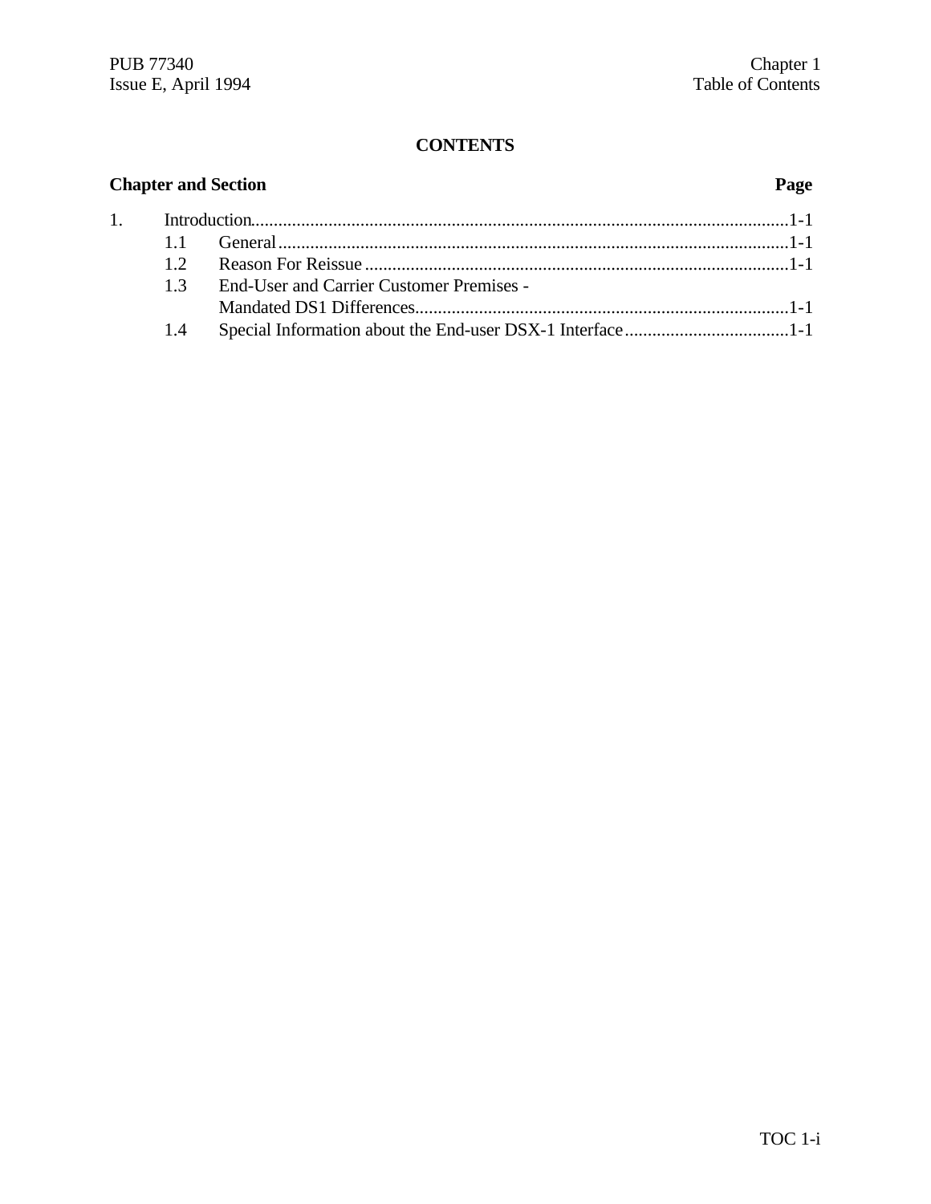# CONTENTS

| Chapter and Section | | Page |
|---|---|---|
| 1. | Introduction | 1-1 |
| 1.1 | General | 1-1 |
| 1.2 | Reason For Reissue | 1-1 |
| 1.3 | End-User and Carrier Customer Premises - Mandated DS1 Differences | 1-1 |
| 1.4 | Special Information about the End-user DSX-1 Interface | 1-1 |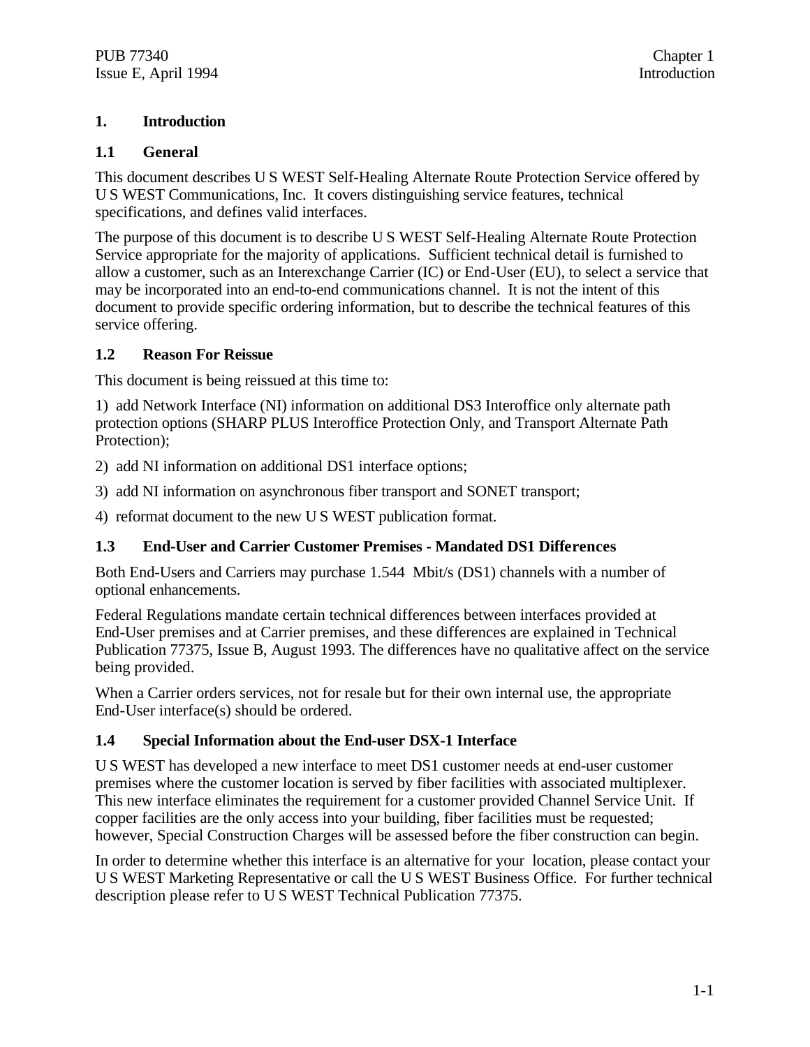# 1. Introduction

## 1.1 General

This document describes U S WEST Self-Healing Alternate Route Protection Service offered by U S WEST Communications, Inc. It covers distinguishing service features, technical specifications, and defines valid interfaces.

The purpose of this document is to describe U S WEST Self-Healing Alternate Route Protection Service appropriate for the majority of applications. Sufficient technical detail is furnished to allow a customer, such as an Interexchange Carrier (IC) or End-User (EU), to select a service that may be incorporated into an end-to-end communications channel. It is not the intent of this document to provide specific ordering information, but to describe the technical features of this service offering.

## 1.2 Reason For Reissue

This document is being reissued at this time to:

1) add Network Interface (NI) information on additional DS3 Interoffice only alternate path protection options (SHARP PLUS Interoffice Protection Only, and Transport Alternate Path Protection);

2) add NI information on additional DS1 interface options;

3) add NI information on asynchronous fiber transport and SONET transport;

4) reformat document to the new U S WEST publication format.

## 1.3 End-User and Carrier Customer Premises - Mandated DS1 Differences

Both End-Users and Carriers may purchase 1.544 Mbit/s (DS1) channels with a number of optional enhancements.

Federal Regulations mandate certain technical differences between interfaces provided at End-User premises and at Carrier premises, and these differences are explained in Technical Publication 77375, Issue B, August 1993. The differences have no qualitative affect on the service being provided.

When a Carrier orders services, not for resale but for their own internal use, the appropriate End-User interface(s) should be ordered.

## 1.4 Special Information about the End-user DSX-1 Interface

U S WEST has developed a new interface to meet DS1 customer needs at end-user customer premises where the customer location is served by fiber facilities with associated multiplexer. This new interface eliminates the requirement for a customer provided Channel Service Unit. If copper facilities are the only access into your building, fiber facilities must be requested; however, Special Construction Charges will be assessed before the fiber construction can begin.

In order to determine whether this interface is an alternative for your location, please contact your U S WEST Marketing Representative or call the U S WEST Business Office. For further technical description please refer to U S WEST Technical Publication 77375.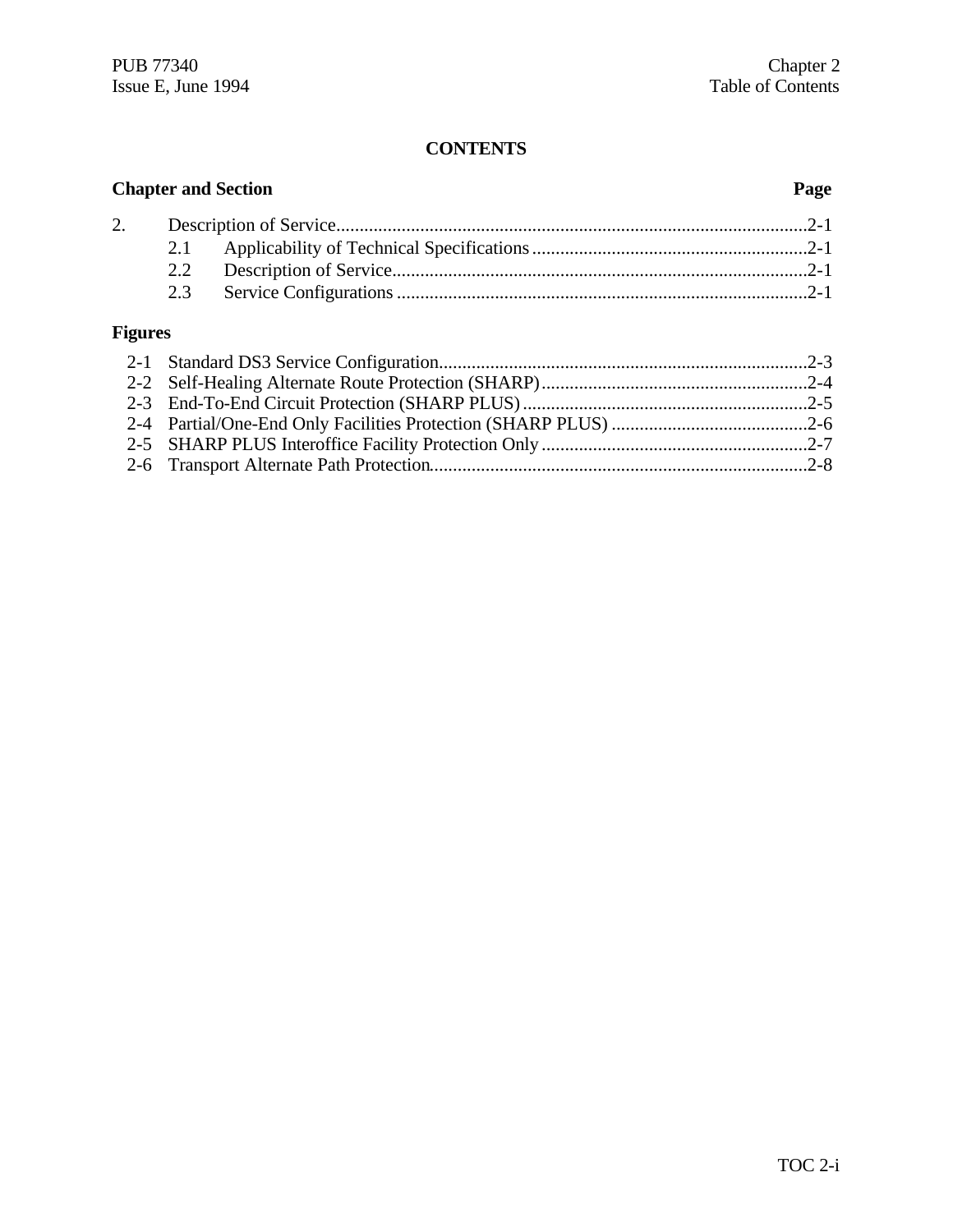**CONTENTS**

| Chapter and Section | | Page |
|---|---|---|
| 2. | Description of Service | 2-1 |
| 2.1 | Applicability of Technical Specifications | 2-1 |
| 2.2 | Description of Service | 2-1 |
| 2.3 | Service Configurations | 2-1 |

**Figures**

| | | |
|---|---|---|
| 2-1 | Standard DS3 Service Configuration | 2-3 |
| 2-2 | Self-Healing Alternate Route Protection (SHARP) | 2-4 |
| 2-3 | End-To-End Circuit Protection (SHARP PLUS) | 2-5 |
| 2-4 | Partial/One-End Only Facilities Protection (SHARP PLUS) | 2-6 |
| 2-5 | SHARP PLUS Interoffice Facility Protection Only | 2-7 |
| 2-6 | Transport Alternate Path Protection | 2-8 |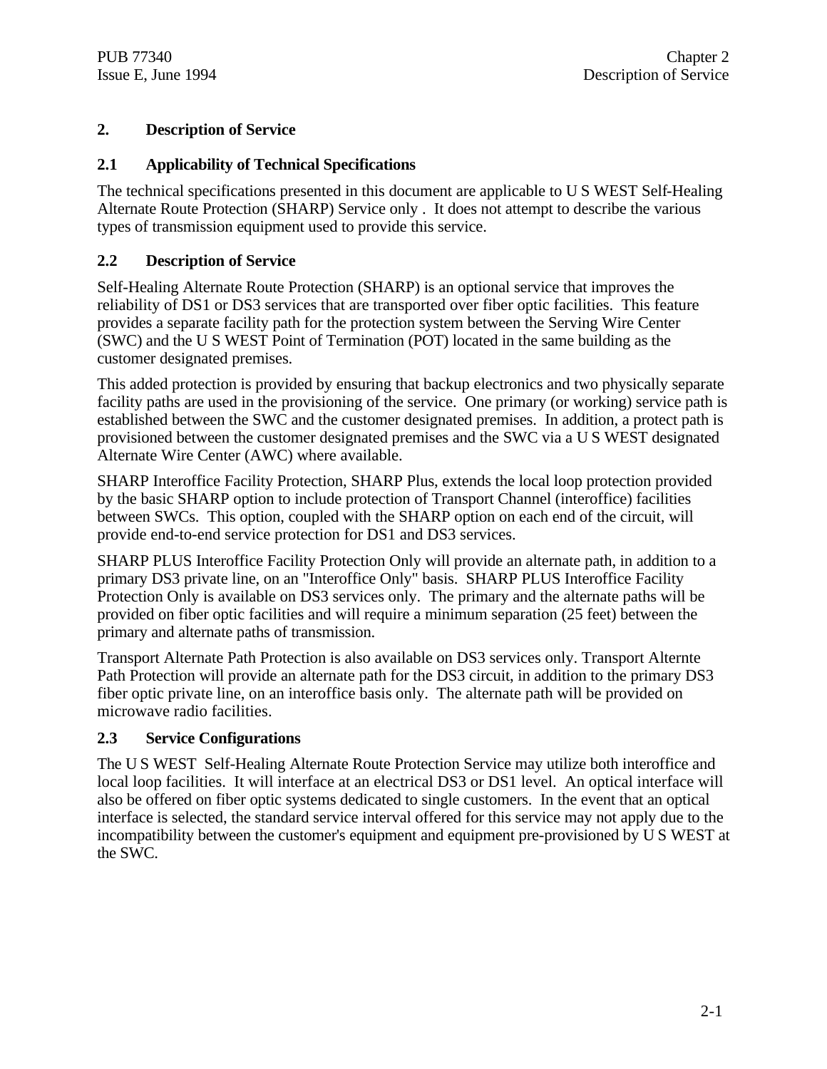# 2. Description of Service

## 2.1 Applicability of Technical Specifications

The technical specifications presented in this document are applicable to U S WEST Self-Healing Alternate Route Protection (SHARP) Service only . It does not attempt to describe the various types of transmission equipment used to provide this service.

## 2.2 Description of Service

Self-Healing Alternate Route Protection (SHARP) is an optional service that improves the reliability of DS1 or DS3 services that are transported over fiber optic facilities. This feature provides a separate facility path for the protection system between the Serving Wire Center (SWC) and the U S WEST Point of Termination (POT) located in the same building as the customer designated premises.

This added protection is provided by ensuring that backup electronics and two physically separate facility paths are used in the provisioning of the service. One primary (or working) service path is established between the SWC and the customer designated premises. In addition, a protect path is provisioned between the customer designated premises and the SWC via a U S WEST designated Alternate Wire Center (AWC) where available.

SHARP Interoffice Facility Protection, SHARP Plus, extends the local loop protection provided by the basic SHARP option to include protection of Transport Channel (interoffice) facilities between SWCs. This option, coupled with the SHARP option on each end of the circuit, will provide end-to-end service protection for DS1 and DS3 services.

SHARP PLUS Interoffice Facility Protection Only will provide an alternate path, in addition to a primary DS3 private line, on an "Interoffice Only" basis. SHARP PLUS Interoffice Facility Protection Only is available on DS3 services only. The primary and the alternate paths will be provided on fiber optic facilities and will require a minimum separation (25 feet) between the primary and alternate paths of transmission.

Transport Alternate Path Protection is also available on DS3 services only. Transport Alternte Path Protection will provide an alternate path for the DS3 circuit, in addition to the primary DS3 fiber optic private line, on an interoffice basis only. The alternate path will be provided on microwave radio facilities.

## 2.3 Service Configurations

The U S WEST Self-Healing Alternate Route Protection Service may utilize both interoffice and local loop facilities. It will interface at an electrical DS3 or DS1 level. An optical interface will also be offered on fiber optic systems dedicated to single customers. In the event that an optical interface is selected, the standard service interval offered for this service may not apply due to the incompatibility between the customer's equipment and equipment pre-provisioned by U S WEST at the SWC.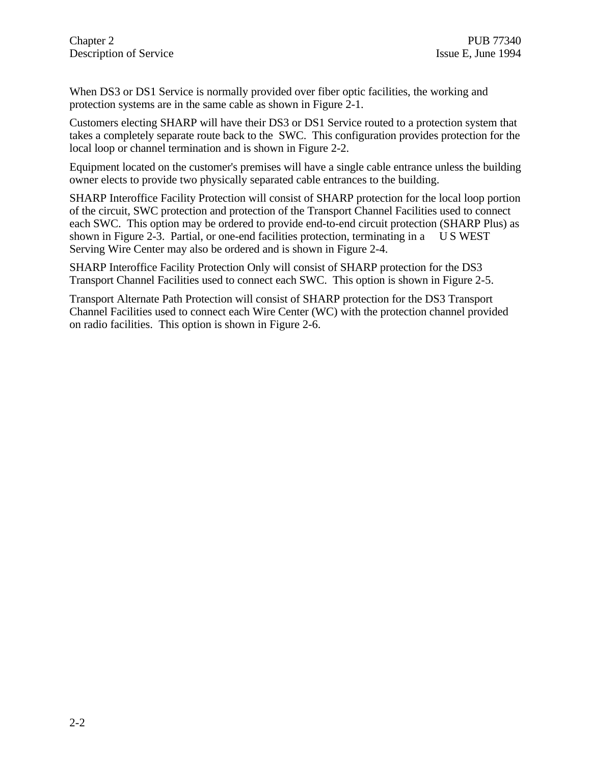When DS3 or DS1 Service is normally provided over fiber optic facilities, the working and protection systems are in the same cable as shown in Figure 2-1.

Customers electing SHARP will have their DS3 or DS1 Service routed to a protection system that takes a completely separate route back to the SWC. This configuration provides protection for the local loop or channel termination and is shown in Figure 2-2.

Equipment located on the customer's premises will have a single cable entrance unless the building owner elects to provide two physically separated cable entrances to the building.

SHARP Interoffice Facility Protection will consist of SHARP protection for the local loop portion of the circuit, SWC protection and protection of the Transport Channel Facilities used to connect each SWC. This option may be ordered to provide end-to-end circuit protection (SHARP Plus) as shown in Figure 2-3. Partial, or one-end facilities protection, terminating in a U S WEST Serving Wire Center may also be ordered and is shown in Figure 2-4.

SHARP Interoffice Facility Protection Only will consist of SHARP protection for the DS3 Transport Channel Facilities used to connect each SWC. This option is shown in Figure 2-5.

Transport Alternate Path Protection will consist of SHARP protection for the DS3 Transport Channel Facilities used to connect each Wire Center (WC) with the protection channel provided on radio facilities. This option is shown in Figure 2-6.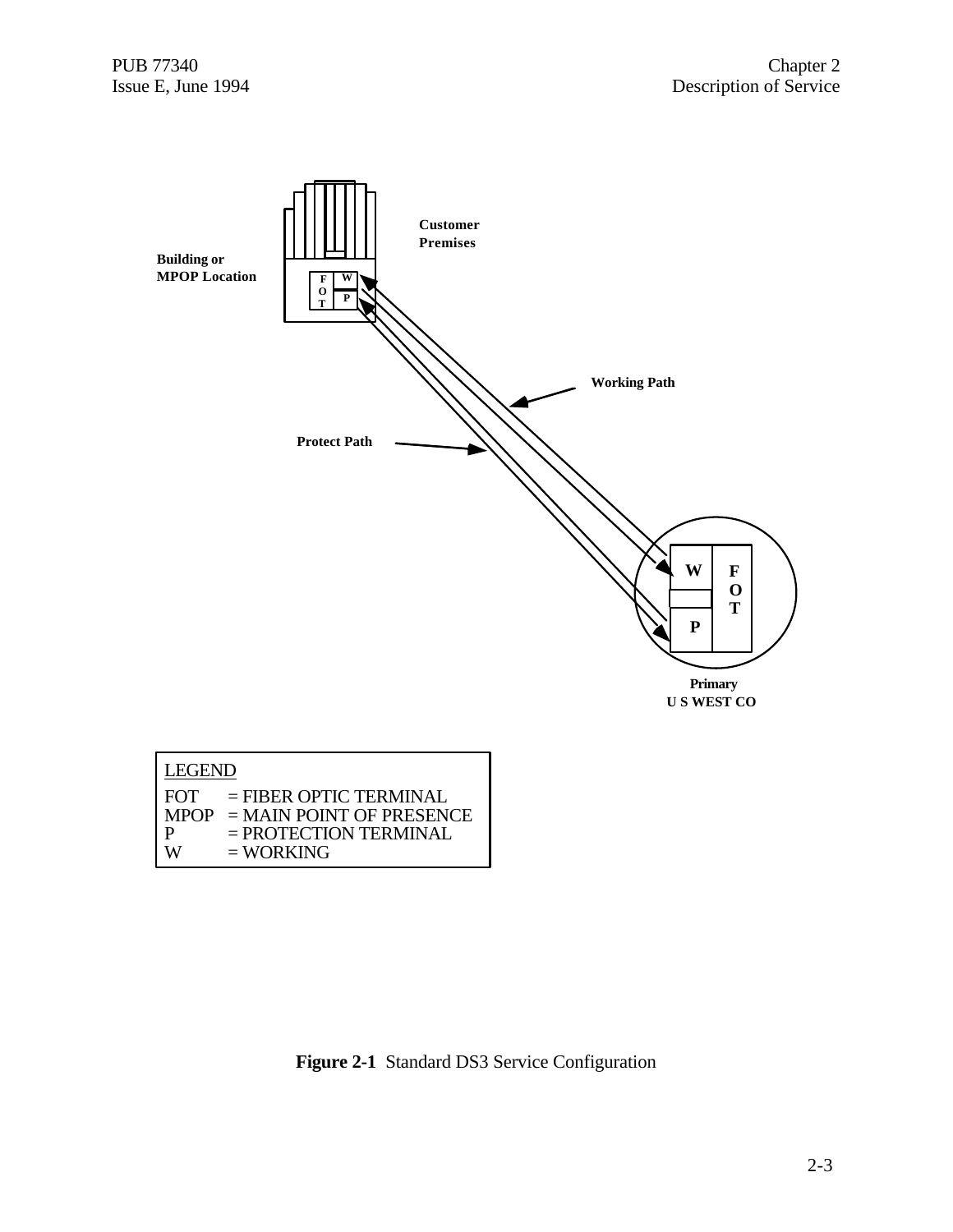LEGEND

| | |
|---|---|
| FOT | = FIBER OPTIC TERMINAL |
| MPOP | = MAIN POINT OF PRESENCE |
| P | = PROTECTION TERMINAL |
| W | = WORKING |

**Figure 2-1** Standard DS3 Service Configuration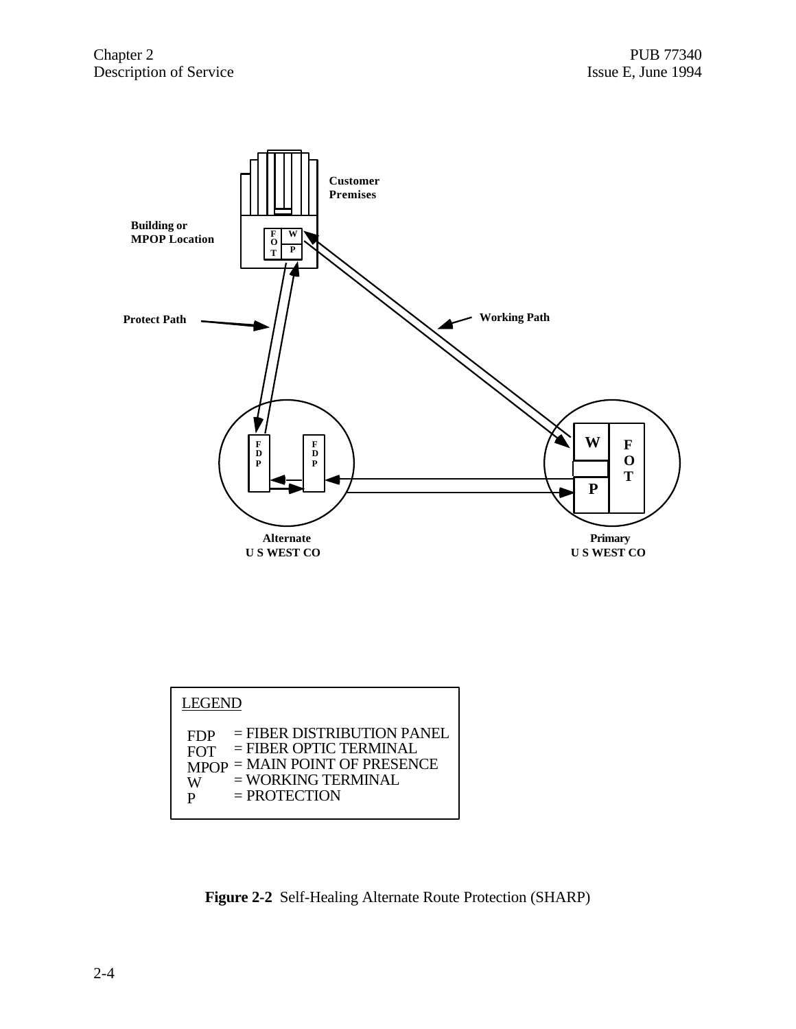Customer Premises

Building or MPOP Location

Protect Path

Working Path

Alternate U S WEST CO

Primary U S WEST CO

LEGEND

| | |
|---|---|
| FDP | = FIBER DISTRIBUTION PANEL |
| FOT | = FIBER OPTIC TERMINAL |
| MPOP | = MAIN POINT OF PRESENCE |
| W | = WORKING TERMINAL |
| P | = PROTECTION |

**Figure 2-2** Self-Healing Alternate Route Protection (SHARP)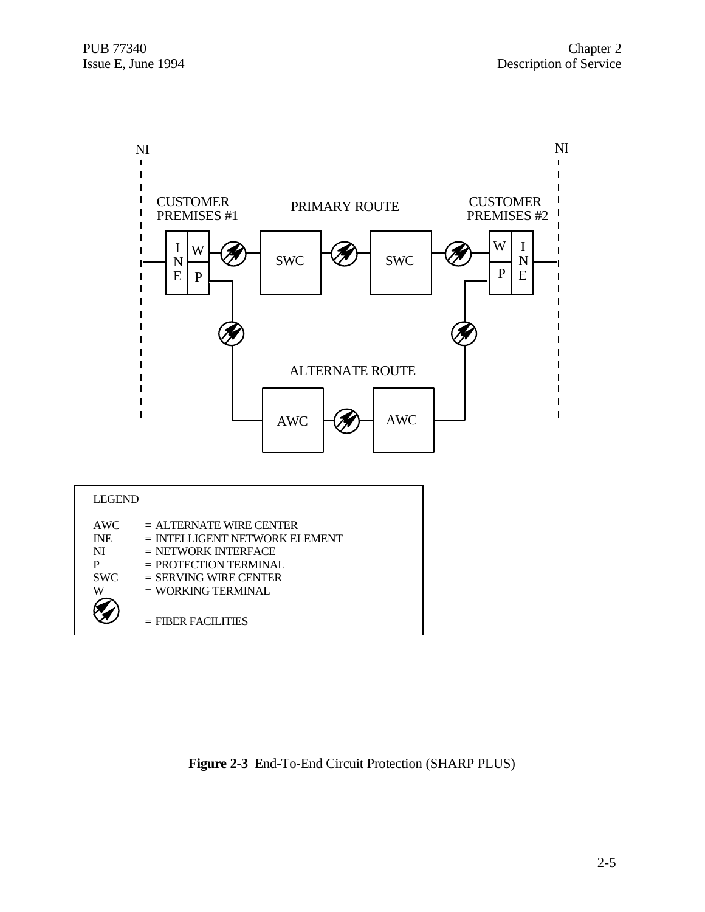NI

NI

CUSTOMER PREMISES #1

PRIMARY ROUTE

CUSTOMER PREMISES #2

INE W P SWC SWC W P INE

ALTERNATE ROUTE

AWC AWC

LEGEND

AWC = ALTERNATE WIRE CENTER
INE = INTELLIGENT NETWORK ELEMENT
NI = NETWORK INTERFACE
P = PROTECTION TERMINAL
SWC = SERVING WIRE CENTER
W = WORKING TERMINAL
= FIBER FACILITIES

**Figure 2-3** End-To-End Circuit Protection (SHARP PLUS)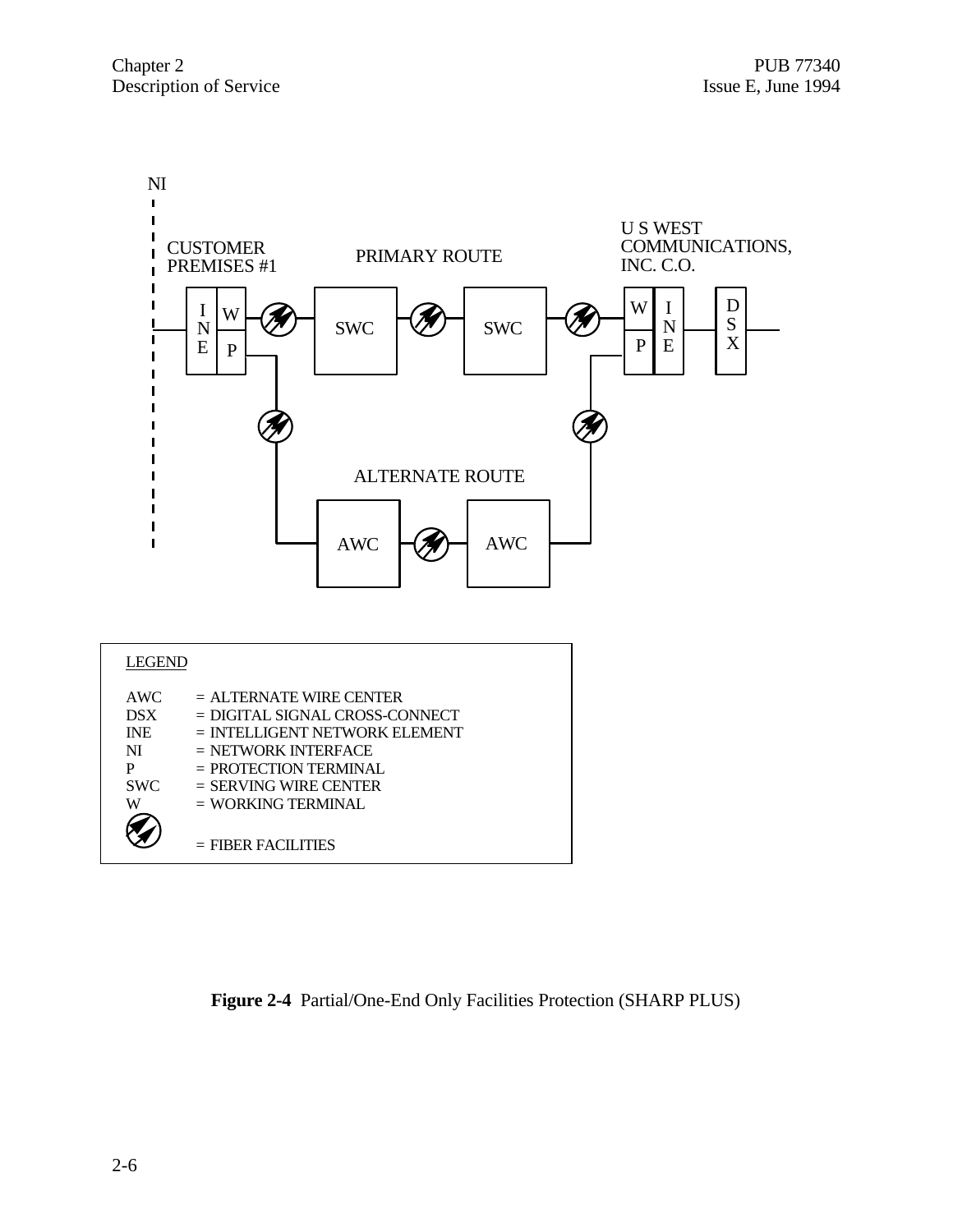NI

CUSTOMER PREMISES #1

PRIMARY ROUTE

U S WEST COMMUNICATIONS, INC. C.O.

INE | W | P — SWC — SWC — W | P | INE — DSX

ALTERNATE ROUTE

AWC — AWC

LEGEND

| | |
|---|---|
| AWC | = ALTERNATE WIRE CENTER |
| DSX | = DIGITAL SIGNAL CROSS-CONNECT |
| INE | = INTELLIGENT NETWORK ELEMENT |
| NI | = NETWORK INTERFACE |
| P | = PROTECTION TERMINAL |
| SWC | = SERVING WIRE CENTER |
| W | = WORKING TERMINAL |
| (symbol) | = FIBER FACILITIES |

**Figure 2-4** Partial/One-End Only Facilities Protection (SHARP PLUS)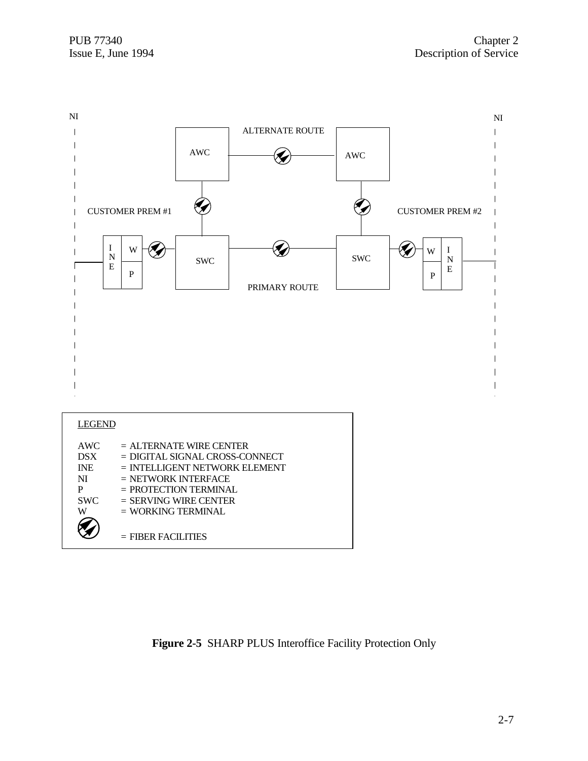NI

ALTERNATE ROUTE

AWC

AWC

CUSTOMER PREM #1

CUSTOMER PREM #2

INE | W | P

SWC

SWC

W | P | INE

PRIMARY ROUTE

NI

LEGEND

AWC = ALTERNATE WIRE CENTER
DSX = DIGITAL SIGNAL CROSS-CONNECT
INE = INTELLIGENT NETWORK ELEMENT
NI = NETWORK INTERFACE
P = PROTECTION TERMINAL
SWC = SERVING WIRE CENTER
W = WORKING TERMINAL
= FIBER FACILITIES

**Figure 2-5** SHARP PLUS Interoffice Facility Protection Only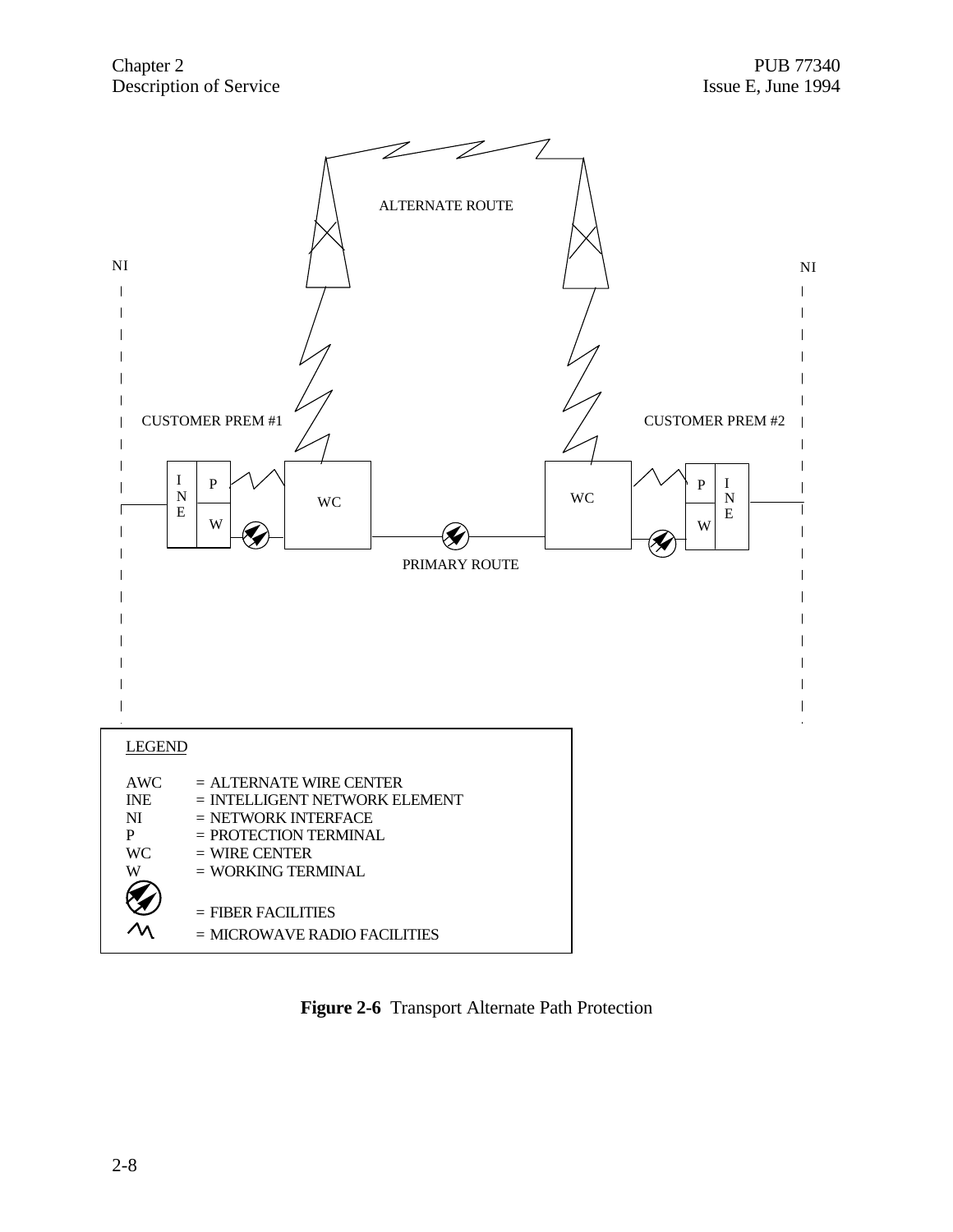ALTERNATE ROUTE

NI

NI

CUSTOMER PREM #1

CUSTOMER PREM #2

INE | P | W

WC

WC

P | W | INE

PRIMARY ROUTE

LEGEND

| | |
|---|---|
| AWC | = ALTERNATE WIRE CENTER |
| INE | = INTELLIGENT NETWORK ELEMENT |
| NI | = NETWORK INTERFACE |
| P | = PROTECTION TERMINAL |
| WC | = WIRE CENTER |
| W | = WORKING TERMINAL |
| | = FIBER FACILITIES |
| | = MICROWAVE RADIO FACILITIES |

**Figure 2-6** Transport Alternate Path Protection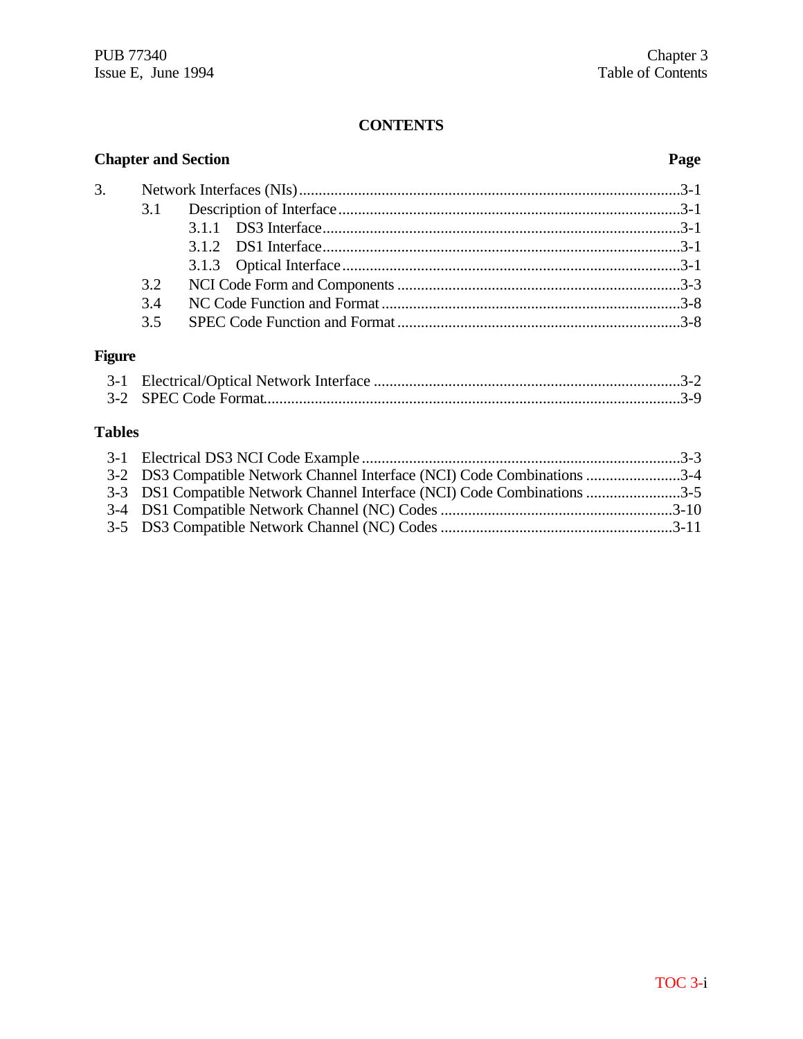# CONTENTS

| Chapter and Section | | | Page |
|---|---|---|---|
| 3. | Network Interfaces (NIs) | | 3-1 |
| | 3.1 | Description of Interface | 3-1 |
| | | 3.1.1 DS3 Interface | 3-1 |
| | | 3.1.2 DS1 Interface | 3-1 |
| | | 3.1.3 Optical Interface | 3-1 |
| | 3.2 | NCI Code Form and Components | 3-3 |
| | 3.4 | NC Code Function and Format | 3-8 |
| | 3.5 | SPEC Code Function and Format | 3-8 |

**Figure**

| | | |
|---|---|---|
| 3-1 | Electrical/Optical Network Interface | 3-2 |
| 3-2 | SPEC Code Format | 3-9 |

**Tables**

| | | |
|---|---|---|
| 3-1 | Electrical DS3 NCI Code Example | 3-3 |
| 3-2 | DS3 Compatible Network Channel Interface (NCI) Code Combinations | 3-4 |
| 3-3 | DS1 Compatible Network Channel Interface (NCI) Code Combinations | 3-5 |
| 3-4 | DS1 Compatible Network Channel (NC) Codes | 3-10 |
| 3-5 | DS3 Compatible Network Channel (NC) Codes | 3-11 |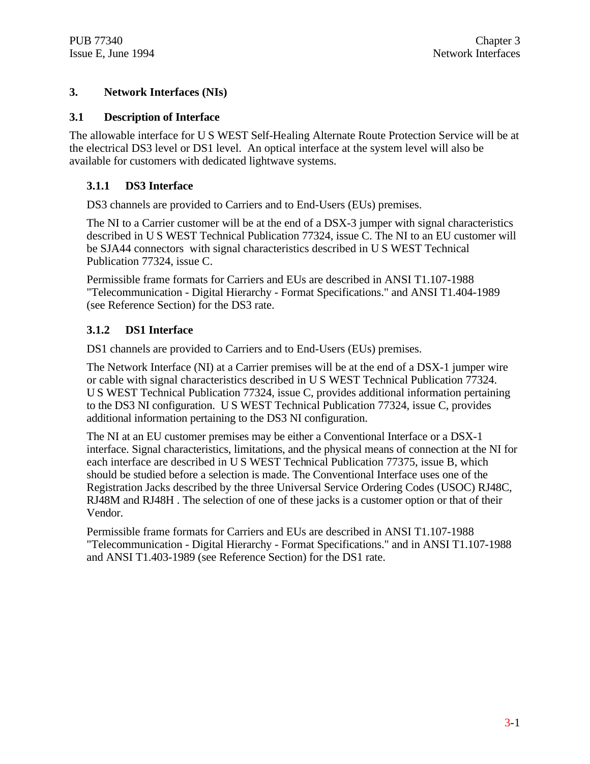# 3. Network Interfaces (NIs)

## 3.1 Description of Interface

The allowable interface for U S WEST Self-Healing Alternate Route Protection Service will be at the electrical DS3 level or DS1 level. An optical interface at the system level will also be available for customers with dedicated lightwave systems.

### 3.1.1 DS3 Interface

DS3 channels are provided to Carriers and to End-Users (EUs) premises.

The NI to a Carrier customer will be at the end of a DSX-3 jumper with signal characteristics described in U S WEST Technical Publication 77324, issue C. The NI to an EU customer will be SJA44 connectors with signal characteristics described in U S WEST Technical Publication 77324, issue C.

Permissible frame formats for Carriers and EUs are described in ANSI T1.107-1988 "Telecommunication - Digital Hierarchy - Format Specifications." and ANSI T1.404-1989 (see Reference Section) for the DS3 rate.

### 3.1.2 DS1 Interface

DS1 channels are provided to Carriers and to End-Users (EUs) premises.

The Network Interface (NI) at a Carrier premises will be at the end of a DSX-1 jumper wire or cable with signal characteristics described in U S WEST Technical Publication 77324. U S WEST Technical Publication 77324, issue C, provides additional information pertaining to the DS3 NI configuration. U S WEST Technical Publication 77324, issue C, provides additional information pertaining to the DS3 NI configuration.

The NI at an EU customer premises may be either a Conventional Interface or a DSX-1 interface. Signal characteristics, limitations, and the physical means of connection at the NI for each interface are described in U S WEST Technical Publication 77375, issue B, which should be studied before a selection is made. The Conventional Interface uses one of the Registration Jacks described by the three Universal Service Ordering Codes (USOC) RJ48C, RJ48M and RJ48H . The selection of one of these jacks is a customer option or that of their Vendor.

Permissible frame formats for Carriers and EUs are described in ANSI T1.107-1988 "Telecommunication - Digital Hierarchy - Format Specifications." and in ANSI T1.107-1988 and ANSI T1.403-1989 (see Reference Section) for the DS1 rate.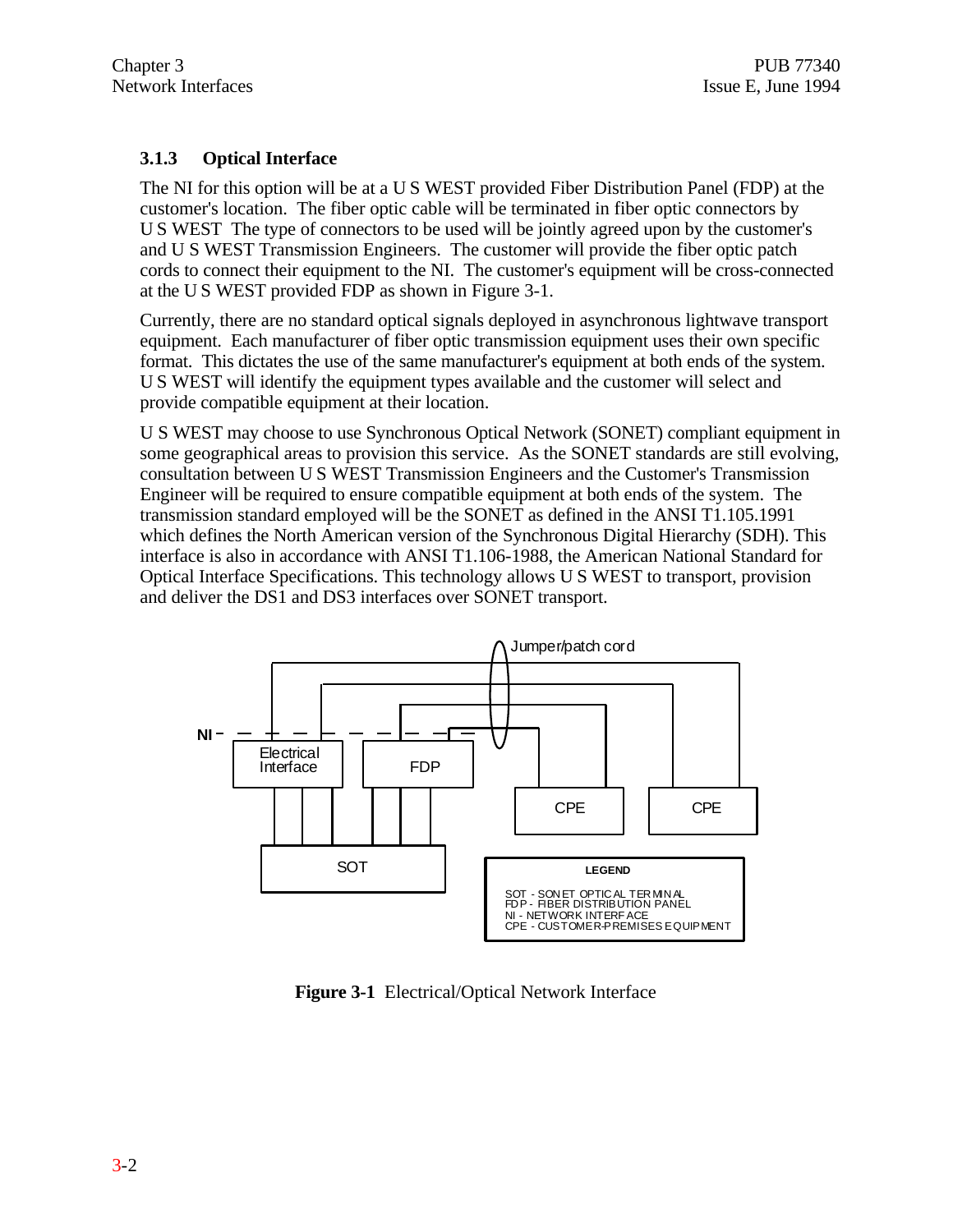### 3.1.3 Optical Interface

The NI for this option will be at a U S WEST provided Fiber Distribution Panel (FDP) at the customer's location. The fiber optic cable will be terminated in fiber optic connectors by U S WEST The type of connectors to be used will be jointly agreed upon by the customer's and U S WEST Transmission Engineers. The customer will provide the fiber optic patch cords to connect their equipment to the NI. The customer's equipment will be cross-connected at the U S WEST provided FDP as shown in Figure 3-1.

Currently, there are no standard optical signals deployed in asynchronous lightwave transport equipment. Each manufacturer of fiber optic transmission equipment uses their own specific format. This dictates the use of the same manufacturer's equipment at both ends of the system. U S WEST will identify the equipment types available and the customer will select and provide compatible equipment at their location.

U S WEST may choose to use Synchronous Optical Network (SONET) compliant equipment in some geographical areas to provision this service. As the SONET standards are still evolving, consultation between U S WEST Transmission Engineers and the Customer's Transmission Engineer will be required to ensure compatible equipment at both ends of the system. The transmission standard employed will be the SONET as defined in the ANSI T1.105.1991 which defines the North American version of the Synchronous Digital Hierarchy (SDH). This interface is also in accordance with ANSI T1.106-1988, the American National Standard for Optical Interface Specifications. This technology allows U S WEST to transport, provision and deliver the DS1 and DS3 interfaces over SONET transport.

NI — Electrical Interface — FDP — Jumper/patch cord — CPE — CPE — SOT

LEGEND
SOT - SONET OPTICAL TERMINAL
FDP - FIBER DISTRIBUTION PANEL
NI - NETWORK INTERFACE
CPE - CUSTOMER-PREMISES EQUIPMENT

**Figure 3-1** Electrical/Optical Network Interface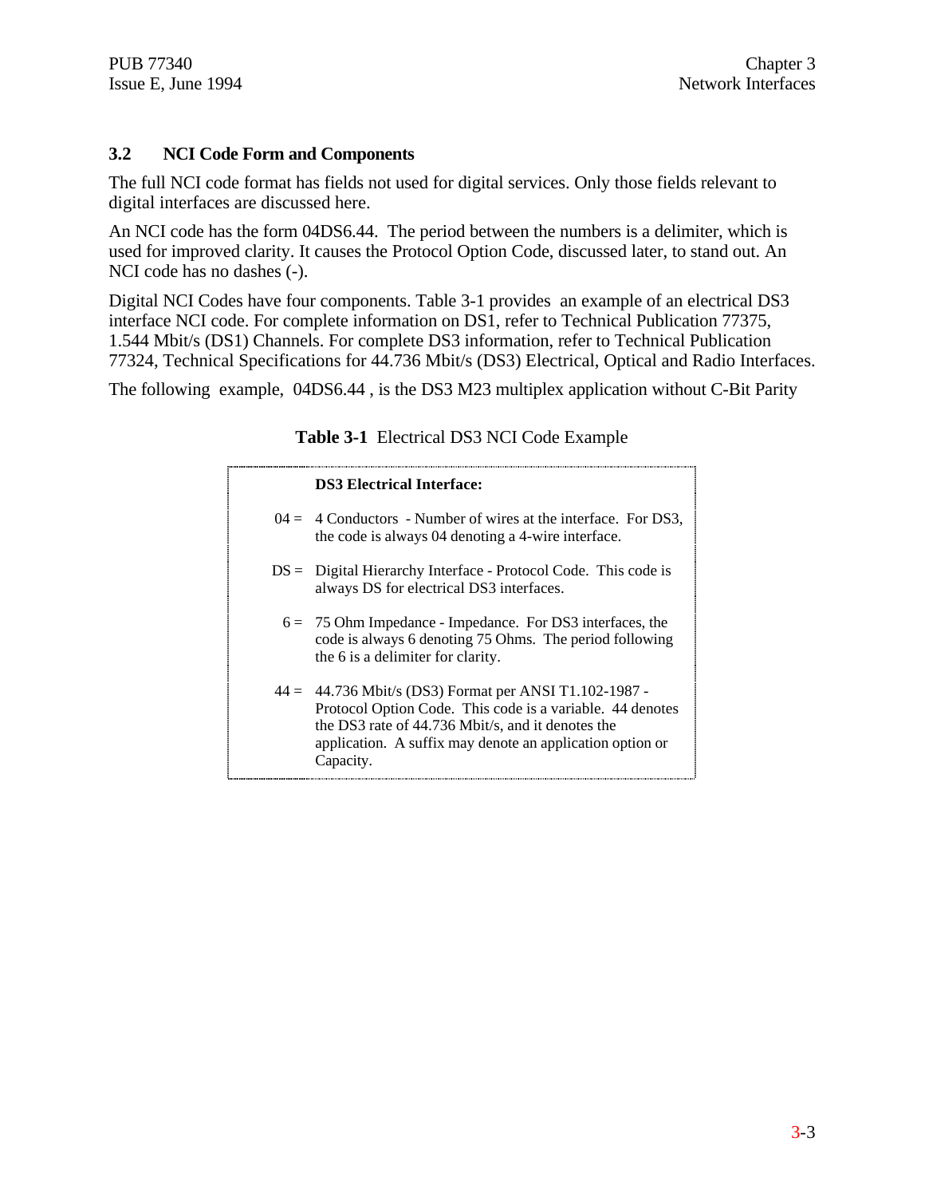## 3.2 NCI Code Form and Components

The full NCI code format has fields not used for digital services. Only those fields relevant to digital interfaces are discussed here.

An NCI code has the form 04DS6.44. The period between the numbers is a delimiter, which is used for improved clarity. It causes the Protocol Option Code, discussed later, to stand out. An NCI code has no dashes (-).

Digital NCI Codes have four components. Table 3-1 provides an example of an electrical DS3 interface NCI code. For complete information on DS1, refer to Technical Publication 77375, 1.544 Mbit/s (DS1) Channels. For complete DS3 information, refer to Technical Publication 77324, Technical Specifications for 44.736 Mbit/s (DS3) Electrical, Optical and Radio Interfaces.

The following example, 04DS6.44 , is the DS3 M23 multiplex application without C-Bit Parity

**Table 3-1** Electrical DS3 NCI Code Example

| | **DS3 Electrical Interface:** |
|---|---|
| 04 = | 4 Conductors - Number of wires at the interface. For DS3, the code is always 04 denoting a 4-wire interface. |
| DS = | Digital Hierarchy Interface - Protocol Code. This code is always DS for electrical DS3 interfaces. |
| 6 = | 75 Ohm Impedance - Impedance. For DS3 interfaces, the code is always 6 denoting 75 Ohms. The period following the 6 is a delimiter for clarity. |
| 44 = | 44.736 Mbit/s (DS3) Format per ANSI T1.102-1987 - Protocol Option Code. This code is a variable. 44 denotes the DS3 rate of 44.736 Mbit/s, and it denotes the application. A suffix may denote an application option or Capacity. |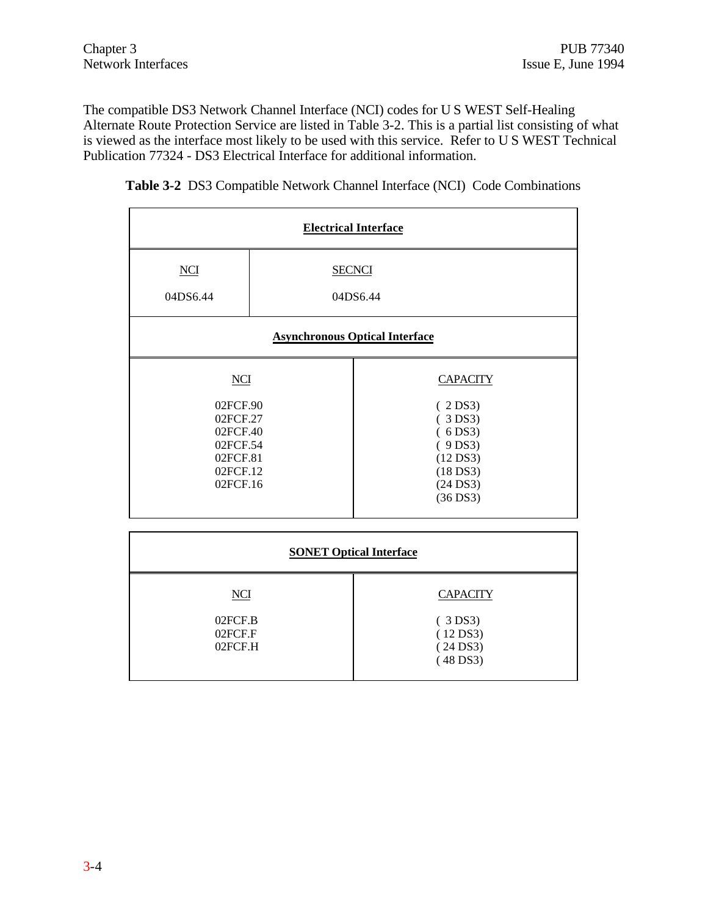The compatible DS3 Network Channel Interface (NCI) codes for U S WEST Self-Healing Alternate Route Protection Service are listed in Table 3-2. This is a partial list consisting of what is viewed as the interface most likely to be used with this service. Refer to U S WEST Technical Publication 77324 - DS3 Electrical Interface for additional information.

**Table 3-2** DS3 Compatible Network Channel Interface (NCI) Code Combinations

| **Electrical Interface** | |
|---|---|
| NCI | SECNCI |
| 04DS6.44 | 04DS6.44 |

| **Asynchronous Optical Interface** | |
|---|---|
| NCI | CAPACITY |
| 02FCF.90 | ( 2 DS3) |
| 02FCF.27 | ( 3 DS3) |
| 02FCF.40 | ( 6 DS3) |
| 02FCF.54 | ( 9 DS3) |
| 02FCF.81 | (12 DS3) |
| 02FCF.12 | (18 DS3) |
| 02FCF.16 | (24 DS3) |
| | (36 DS3) |

| **SONET Optical Interface** | |
|---|---|
| NCI | CAPACITY |
| 02FCF.B | ( 3 DS3) |
| 02FCF.F | ( 12 DS3) |
| 02FCF.H | ( 24 DS3) |
| | ( 48 DS3) |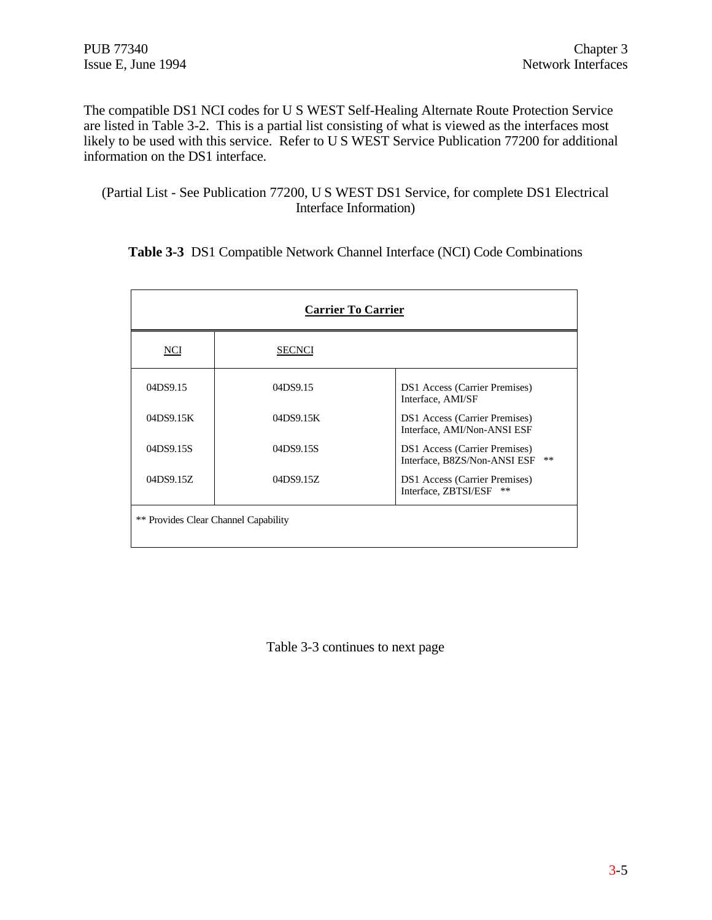The compatible DS1 NCI codes for U S WEST Self-Healing Alternate Route Protection Service are listed in Table 3-2. This is a partial list consisting of what is viewed as the interfaces most likely to be used with this service. Refer to U S WEST Service Publication 77200 for additional information on the DS1 interface.

(Partial List - See Publication 77200, U S WEST DS1 Service, for complete DS1 Electrical Interface Information)

**Table 3-3** DS1 Compatible Network Channel Interface (NCI) Code Combinations

| **Carrier To Carrier** | | |
|---|---|---|
| NCI | SECNCI | |
| 04DS9.15 | 04DS9.15 | DS1 Access (Carrier Premises) Interface, AMI/SF |
| 04DS9.15K | 04DS9.15K | DS1 Access (Carrier Premises) Interface, AMI/Non-ANSI ESF |
| 04DS9.15S | 04DS9.15S | DS1 Access (Carrier Premises) Interface, B8ZS/Non-ANSI ESF ** |
| 04DS9.15Z | 04DS9.15Z | DS1 Access (Carrier Premises) Interface, ZBTSI/ESF ** |
| ** Provides Clear Channel Capability | | |

Table 3-3 continues to next page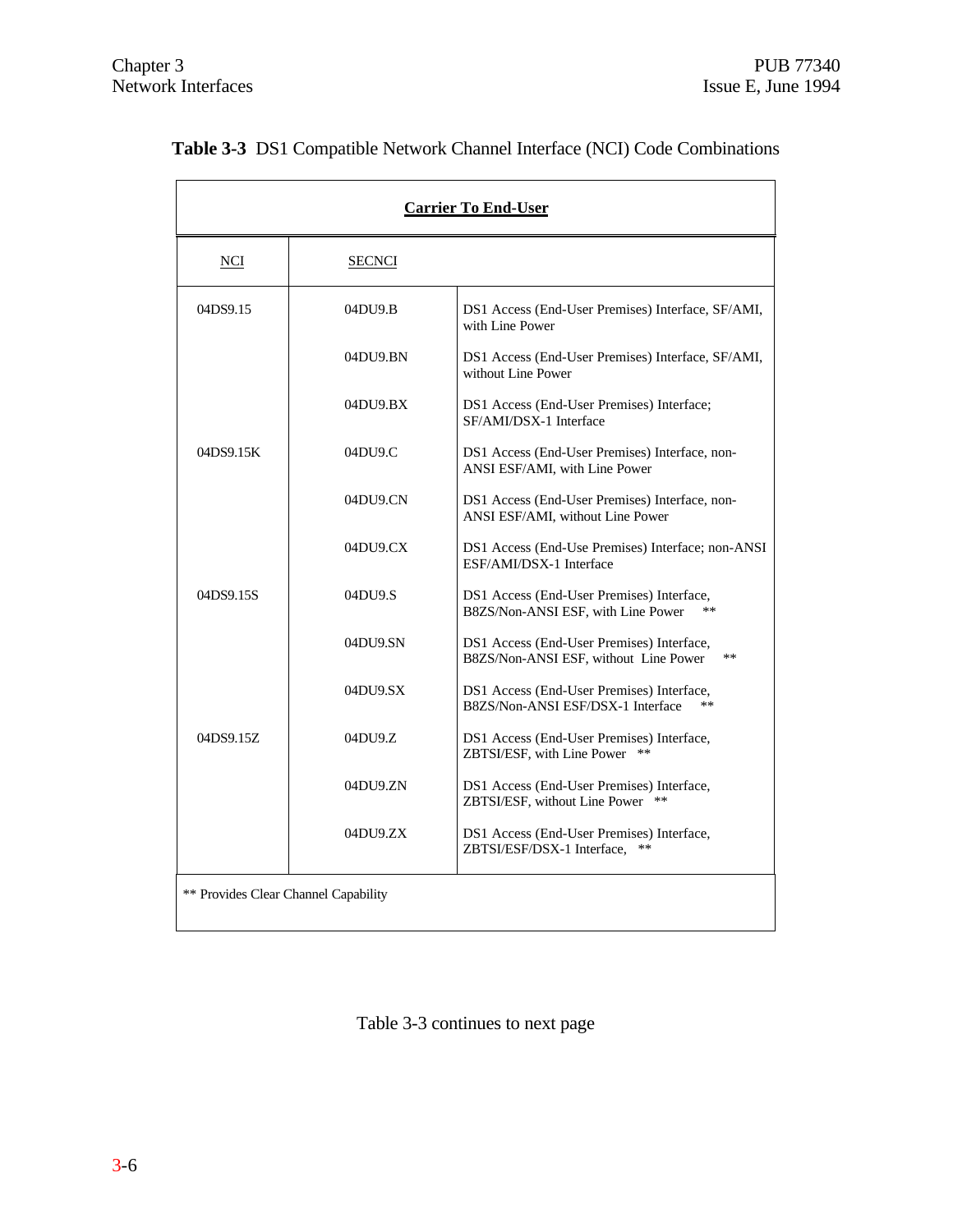**Table 3-3** DS1 Compatible Network Channel Interface (NCI) Code Combinations

| Carrier To End-User | | |
|---|---|---|
| NCI | SECNCI | |
| 04DS9.15 | 04DU9.B | DS1 Access (End-User Premises) Interface, SF/AMI, with Line Power |
| | 04DU9.BN | DS1 Access (End-User Premises) Interface, SF/AMI, without Line Power |
| | 04DU9.BX | DS1 Access (End-User Premises) Interface; SF/AMI/DSX-1 Interface |
| 04DS9.15K | 04DU9.C | DS1 Access (End-User Premises) Interface, non-ANSI ESF/AMI, with Line Power |
| | 04DU9.CN | DS1 Access (End-User Premises) Interface, non-ANSI ESF/AMI, without Line Power |
| | 04DU9.CX | DS1 Access (End-Use Premises) Interface; non-ANSI ESF/AMI/DSX-1 Interface |
| 04DS9.15S | 04DU9.S | DS1 Access (End-User Premises) Interface, B8ZS/Non-ANSI ESF, with Line Power ** |
| | 04DU9.SN | DS1 Access (End-User Premises) Interface, B8ZS/Non-ANSI ESF, without Line Power ** |
| | 04DU9.SX | DS1 Access (End-User Premises) Interface, B8ZS/Non-ANSI ESF/DSX-1 Interface ** |
| 04DS9.15Z | 04DU9.Z | DS1 Access (End-User Premises) Interface, ZBTSI/ESF, with Line Power ** |
| | 04DU9.ZN | DS1 Access (End-User Premises) Interface, ZBTSI/ESF, without Line Power ** |
| | 04DU9.ZX | DS1 Access (End-User Premises) Interface, ZBTSI/ESF/DSX-1 Interface, ** |

** Provides Clear Channel Capability

Table 3-3 continues to next page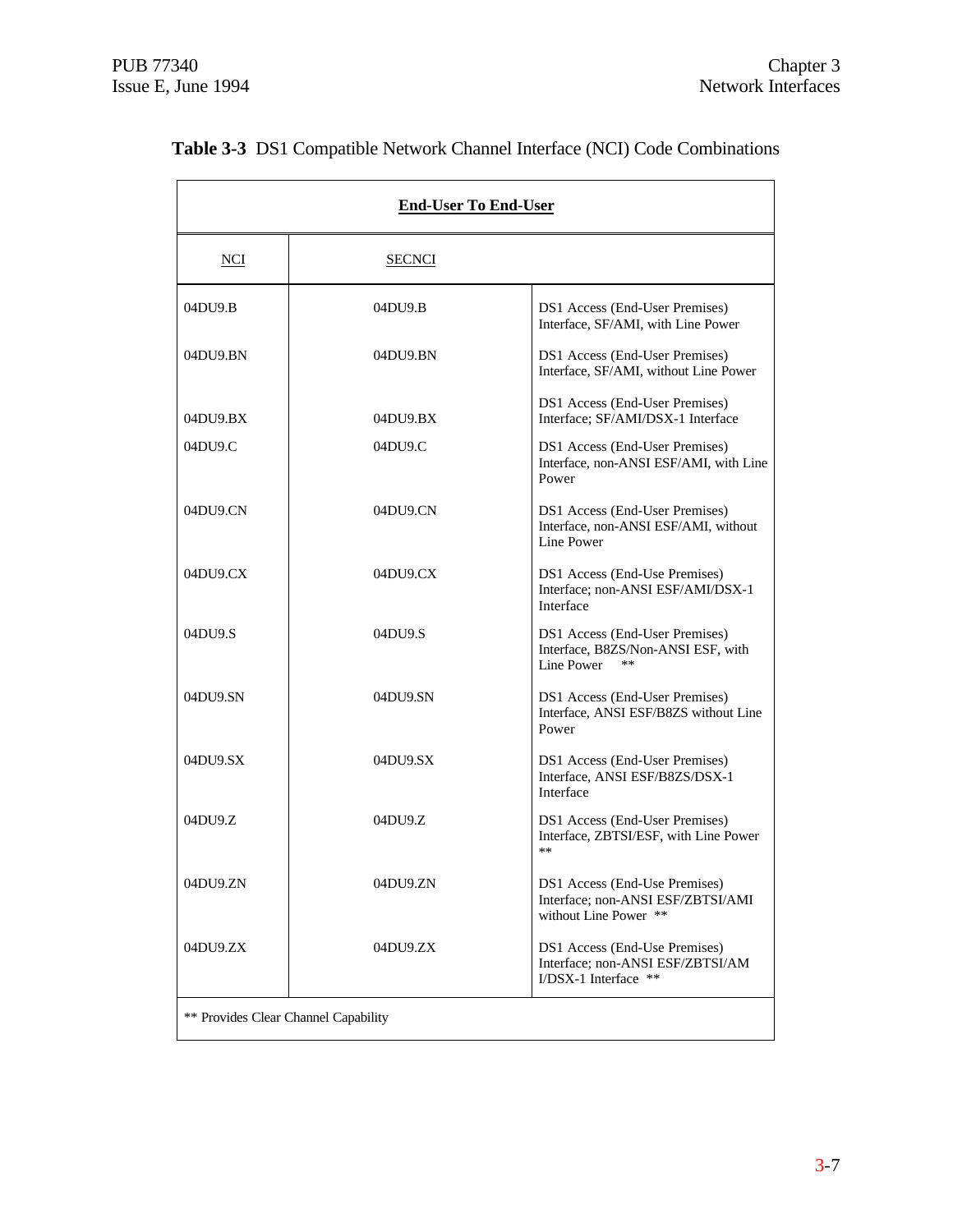**Table 3-3** DS1 Compatible Network Channel Interface (NCI) Code Combinations

| End-User To End-User | | |
|---|---|---|
| NCI | SECNCI | |
| 04DU9.B | 04DU9.B | DS1 Access (End-User Premises) Interface, SF/AMI, with Line Power |
| 04DU9.BN | 04DU9.BN | DS1 Access (End-User Premises) Interface, SF/AMI, without Line Power |
| 04DU9.BX | 04DU9.BX | DS1 Access (End-User Premises) Interface; SF/AMI/DSX-1 Interface |
| 04DU9.C | 04DU9.C | DS1 Access (End-User Premises) Interface, non-ANSI ESF/AMI, with Line Power |
| 04DU9.CN | 04DU9.CN | DS1 Access (End-User Premises) Interface, non-ANSI ESF/AMI, without Line Power |
| 04DU9.CX | 04DU9.CX | DS1 Access (End-Use Premises) Interface; non-ANSI ESF/AMI/DSX-1 Interface |
| 04DU9.S | 04DU9.S | DS1 Access (End-User Premises) Interface, B8ZS/Non-ANSI ESF, with Line Power ** |
| 04DU9.SN | 04DU9.SN | DS1 Access (End-User Premises) Interface, ANSI ESF/B8ZS without Line Power |
| 04DU9.SX | 04DU9.SX | DS1 Access (End-User Premises) Interface, ANSI ESF/B8ZS/DSX-1 Interface |
| 04DU9.Z | 04DU9.Z | DS1 Access (End-User Premises) Interface, ZBTSI/ESF, with Line Power ** |
| 04DU9.ZN | 04DU9.ZN | DS1 Access (End-Use Premises) Interface; non-ANSI ESF/ZBTSI/AMI without Line Power ** |
| 04DU9.ZX | 04DU9.ZX | DS1 Access (End-Use Premises) Interface; non-ANSI ESF/ZBTSI/AMI/DSX-1 Interface ** |

** Provides Clear Channel Capability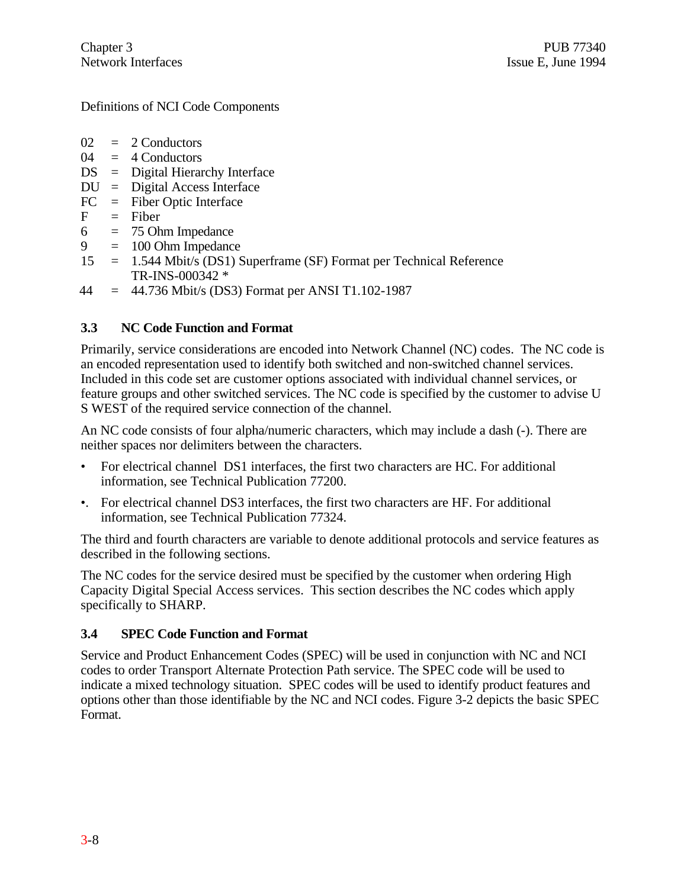Definitions of NCI Code Components

| | | |
|---|---|---|
| 02 | = | 2 Conductors |
| 04 | = | 4 Conductors |
| DS | = | Digital Hierarchy Interface |
| DU | = | Digital Access Interface |
| FC | = | Fiber Optic Interface |
| F | = | Fiber |
| 6 | = | 75 Ohm Impedance |
| 9 | = | 100 Ohm Impedance |
| 15 | = | 1.544 Mbit/s (DS1) Superframe (SF) Format per Technical Reference TR-INS-000342 * |
| 44 | = | 44.736 Mbit/s (DS3) Format per ANSI T1.102-1987 |

### 3.3 NC Code Function and Format

Primarily, service considerations are encoded into Network Channel (NC) codes. The NC code is an encoded representation used to identify both switched and non-switched channel services. Included in this code set are customer options associated with individual channel services, or feature groups and other switched services. The NC code is specified by the customer to advise U S WEST of the required service connection of the channel.

An NC code consists of four alpha/numeric characters, which may include a dash (-). There are neither spaces nor delimiters between the characters.

- For electrical channel DS1 interfaces, the first two characters are HC. For additional information, see Technical Publication 77200.
- For electrical channel DS3 interfaces, the first two characters are HF. For additional information, see Technical Publication 77324.

The third and fourth characters are variable to denote additional protocols and service features as described in the following sections.

The NC codes for the service desired must be specified by the customer when ordering High Capacity Digital Special Access services. This section describes the NC codes which apply specifically to SHARP.

### 3.4 SPEC Code Function and Format

Service and Product Enhancement Codes (SPEC) will be used in conjunction with NC and NCI codes to order Transport Alternate Protection Path service. The SPEC code will be used to indicate a mixed technology situation. SPEC codes will be used to identify product features and options other than those identifiable by the NC and NCI codes. Figure 3-2 depicts the basic SPEC Format.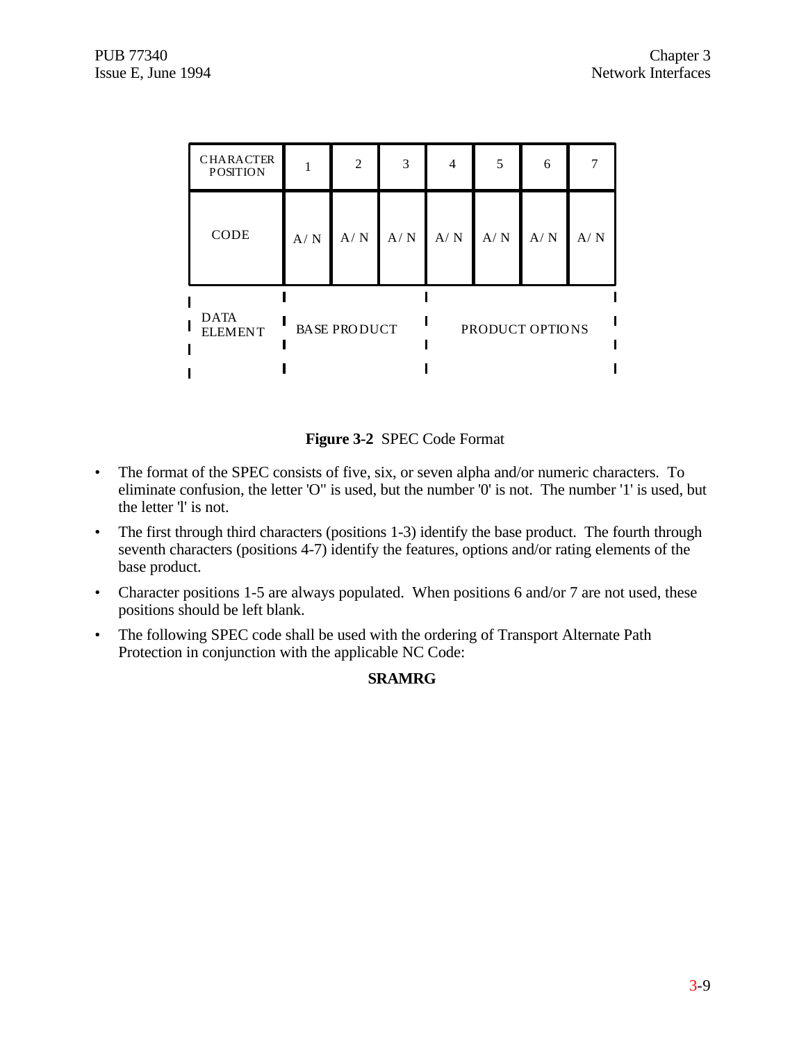| CHARACTER POSITION | 1 | 2 | 3 | 4 | 5 | 6 | 7 |
|---|---|---|---|---|---|---|---|
| CODE | A/N | A/N | A/N | A/N | A/N | A/N | A/N |
| DATA ELEMENT | BASE PRODUCT | | | PRODUCT OPTIONS | | | |

**Figure 3-2** SPEC Code Format

- The format of the SPEC consists of five, six, or seven alpha and/or numeric characters. To eliminate confusion, the letter 'O" is used, but the number '0' is not. The number '1' is used, but the letter 'l' is not.
- The first through third characters (positions 1-3) identify the base product. The fourth through seventh characters (positions 4-7) identify the features, options and/or rating elements of the base product.
- Character positions 1-5 are always populated. When positions 6 and/or 7 are not used, these positions should be left blank.
- The following SPEC code shall be used with the ordering of Transport Alternate Path Protection in conjunction with the applicable NC Code:

**SRAMRG**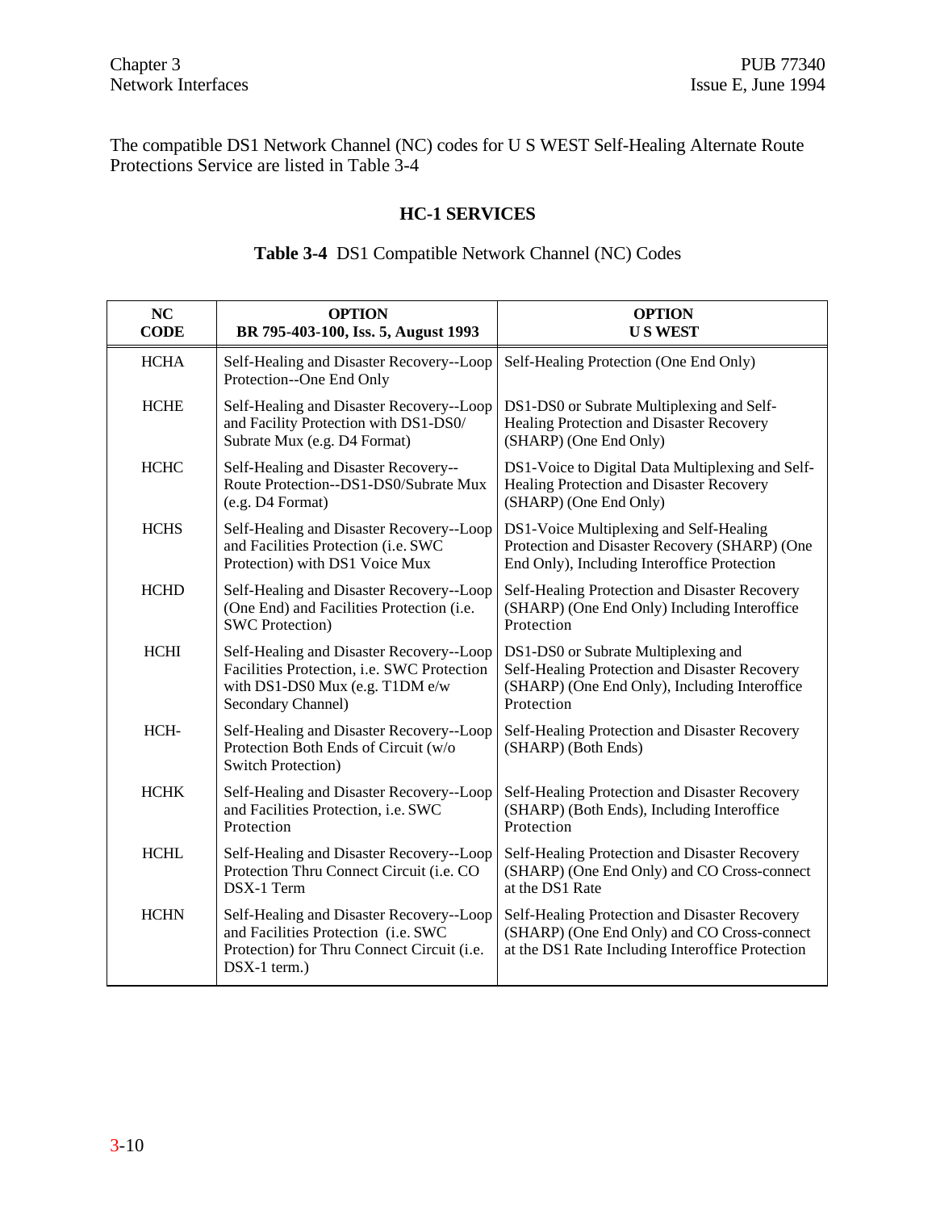The compatible DS1 Network Channel (NC) codes for U S WEST Self-Healing Alternate Route Protections Service are listed in Table 3-4

## HC-1 SERVICES

**Table 3-4** DS1 Compatible Network Channel (NC) Codes

| NC CODE | OPTION BR 795-403-100, Iss. 5, August 1993 | OPTION U S WEST |
|---|---|---|
| HCHA | Self-Healing and Disaster Recovery--Loop Protection--One End Only | Self-Healing Protection (One End Only) |
| HCHE | Self-Healing and Disaster Recovery--Loop and Facility Protection with DS1-DS0/ Subrate Mux (e.g. D4 Format) | DS1-DS0 or Subrate Multiplexing and Self-Healing Protection and Disaster Recovery (SHARP) (One End Only) |
| HCHC | Self-Healing and Disaster Recovery--Route Protection--DS1-DS0/Subrate Mux (e.g. D4 Format) | DS1-Voice to Digital Data Multiplexing and Self-Healing Protection and Disaster Recovery (SHARP) (One End Only) |
| HCHS | Self-Healing and Disaster Recovery--Loop and Facilities Protection (i.e. SWC Protection) with DS1 Voice Mux | DS1-Voice Multiplexing and Self-Healing Protection and Disaster Recovery (SHARP) (One End Only), Including Interoffice Protection |
| HCHD | Self-Healing and Disaster Recovery--Loop (One End) and Facilities Protection (i.e. SWC Protection) | Self-Healing Protection and Disaster Recovery (SHARP) (One End Only) Including Interoffice Protection |
| HCHI | Self-Healing and Disaster Recovery--Loop Facilities Protection, i.e. SWC Protection with DS1-DS0 Mux (e.g. T1DM e/w Secondary Channel) | DS1-DS0 or Subrate Multiplexing and Self-Healing Protection and Disaster Recovery (SHARP) (One End Only), Including Interoffice Protection |
| HCH- | Self-Healing and Disaster Recovery--Loop Protection Both Ends of Circuit (w/o Switch Protection) | Self-Healing Protection and Disaster Recovery (SHARP) (Both Ends) |
| HCHK | Self-Healing and Disaster Recovery--Loop and Facilities Protection, i.e. SWC Protection | Self-Healing Protection and Disaster Recovery (SHARP) (Both Ends), Including Interoffice Protection |
| HCHL | Self-Healing and Disaster Recovery--Loop Protection Thru Connect Circuit (i.e. CO DSX-1 Term | Self-Healing Protection and Disaster Recovery (SHARP) (One End Only) and CO Cross-connect at the DS1 Rate |
| HCHN | Self-Healing and Disaster Recovery--Loop and Facilities Protection (i.e. SWC Protection) for Thru Connect Circuit (i.e. DSX-1 term.) | Self-Healing Protection and Disaster Recovery (SHARP) (One End Only) and CO Cross-connect at the DS1 Rate Including Interoffice Protection |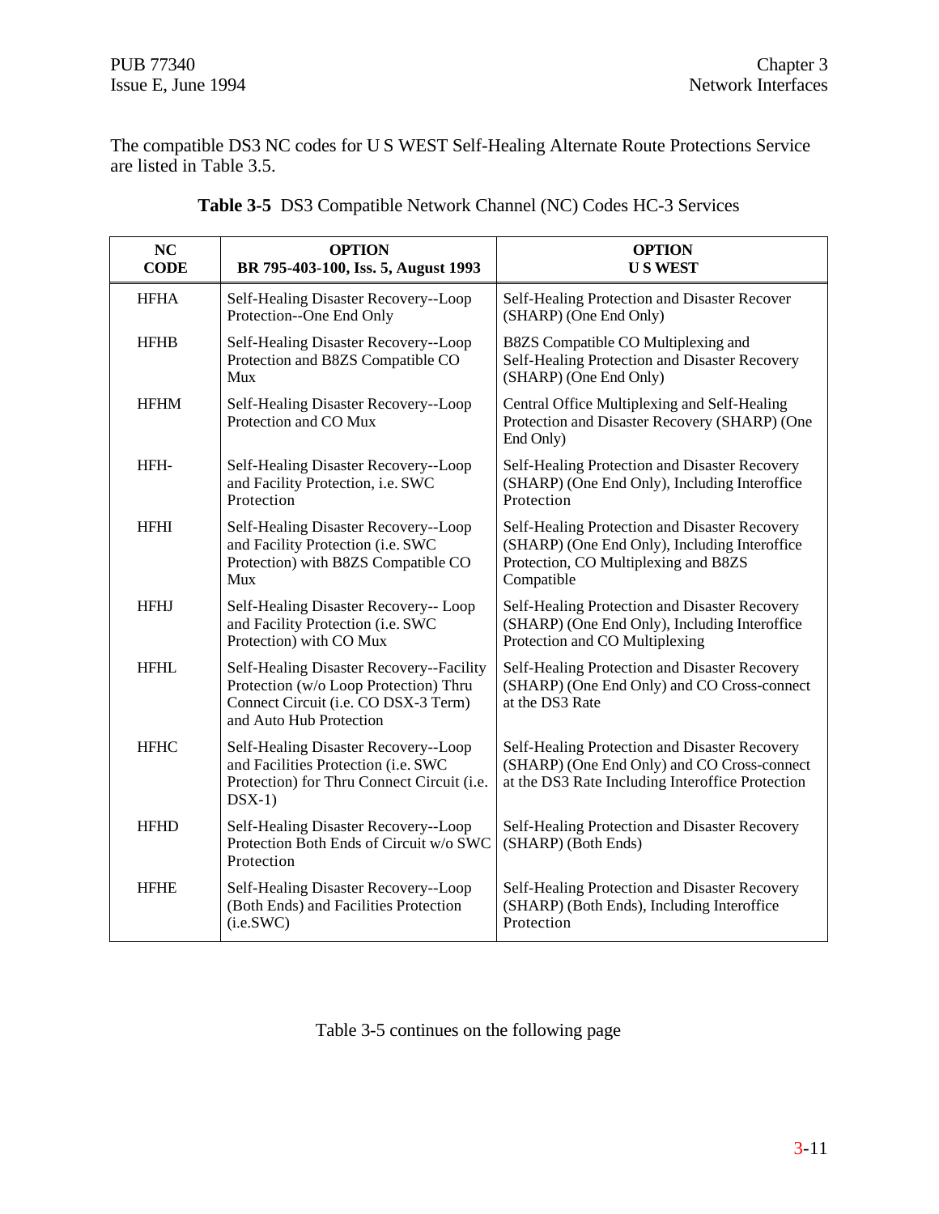The compatible DS3 NC codes for U S WEST Self-Healing Alternate Route Protections Service are listed in Table 3.5.

**Table 3-5** DS3 Compatible Network Channel (NC) Codes HC-3 Services

| NC CODE | OPTION BR 795-403-100, Iss. 5, August 1993 | OPTION U S WEST |
|---|---|---|
| HFHA | Self-Healing Disaster Recovery--Loop Protection--One End Only | Self-Healing Protection and Disaster Recover (SHARP) (One End Only) |
| HFHB | Self-Healing Disaster Recovery--Loop Protection and B8ZS Compatible CO Mux | B8ZS Compatible CO Multiplexing and Self-Healing Protection and Disaster Recovery (SHARP) (One End Only) |
| HFHM | Self-Healing Disaster Recovery--Loop Protection and CO Mux | Central Office Multiplexing and Self-Healing Protection and Disaster Recovery (SHARP) (One End Only) |
| HFH- | Self-Healing Disaster Recovery--Loop and Facility Protection, i.e. SWC Protection | Self-Healing Protection and Disaster Recovery (SHARP) (One End Only), Including Interoffice Protection |
| HFHI | Self-Healing Disaster Recovery--Loop and Facility Protection (i.e. SWC Protection) with B8ZS Compatible CO Mux | Self-Healing Protection and Disaster Recovery (SHARP) (One End Only), Including Interoffice Protection, CO Multiplexing and B8ZS Compatible |
| HFHJ | Self-Healing Disaster Recovery-- Loop and Facility Protection (i.e. SWC Protection) with CO Mux | Self-Healing Protection and Disaster Recovery (SHARP) (One End Only), Including Interoffice Protection and CO Multiplexing |
| HFHL | Self-Healing Disaster Recovery--Facility Protection (w/o Loop Protection) Thru Connect Circuit (i.e. CO DSX-3 Term) and Auto Hub Protection | Self-Healing Protection and Disaster Recovery (SHARP) (One End Only) and CO Cross-connect at the DS3 Rate |
| HFHC | Self-Healing Disaster Recovery--Loop and Facilities Protection (i.e. SWC Protection) for Thru Connect Circuit (i.e. DSX-1) | Self-Healing Protection and Disaster Recovery (SHARP) (One End Only) and CO Cross-connect at the DS3 Rate Including Interoffice Protection |
| HFHD | Self-Healing Disaster Recovery--Loop Protection Both Ends of Circuit w/o SWC Protection | Self-Healing Protection and Disaster Recovery (SHARP) (Both Ends) |
| HFHE | Self-Healing Disaster Recovery--Loop (Both Ends) and Facilities Protection (i.e.SWC) | Self-Healing Protection and Disaster Recovery (SHARP) (Both Ends), Including Interoffice Protection |

Table 3-5 continues on the following page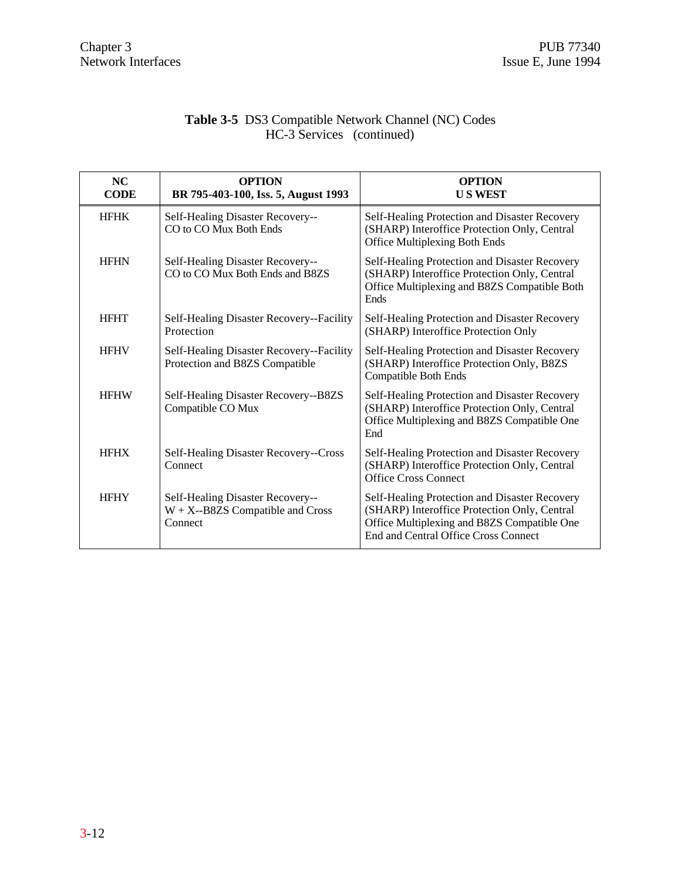**Table 3-5** DS3 Compatible Network Channel (NC) Codes
HC-3 Services (continued)

| NC CODE | OPTION BR 795-403-100, Iss. 5, August 1993 | OPTION U S WEST |
|---|---|---|
| HFHK | Self-Healing Disaster Recovery--CO to CO Mux Both Ends | Self-Healing Protection and Disaster Recovery (SHARP) Interoffice Protection Only, Central Office Multiplexing Both Ends |
| HFHN | Self-Healing Disaster Recovery--CO to CO Mux Both Ends and B8ZS | Self-Healing Protection and Disaster Recovery (SHARP) Interoffice Protection Only, Central Office Multiplexing and B8ZS Compatible Both Ends |
| HFHT | Self-Healing Disaster Recovery--Facility Protection | Self-Healing Protection and Disaster Recovery (SHARP) Interoffice Protection Only |
| HFHV | Self-Healing Disaster Recovery--Facility Protection and B8ZS Compatible | Self-Healing Protection and Disaster Recovery (SHARP) Interoffice Protection Only, B8ZS Compatible Both Ends |
| HFHW | Self-Healing Disaster Recovery--B8ZS Compatible CO Mux | Self-Healing Protection and Disaster Recovery (SHARP) Interoffice Protection Only, Central Office Multiplexing and B8ZS Compatible One End |
| HFHX | Self-Healing Disaster Recovery--Cross Connect | Self-Healing Protection and Disaster Recovery (SHARP) Interoffice Protection Only, Central Office Cross Connect |
| HFHY | Self-Healing Disaster Recovery--W + X--B8ZS Compatible and Cross Connect | Self-Healing Protection and Disaster Recovery (SHARP) Interoffice Protection Only, Central Office Multiplexing and B8ZS Compatible One End and Central Office Cross Connect |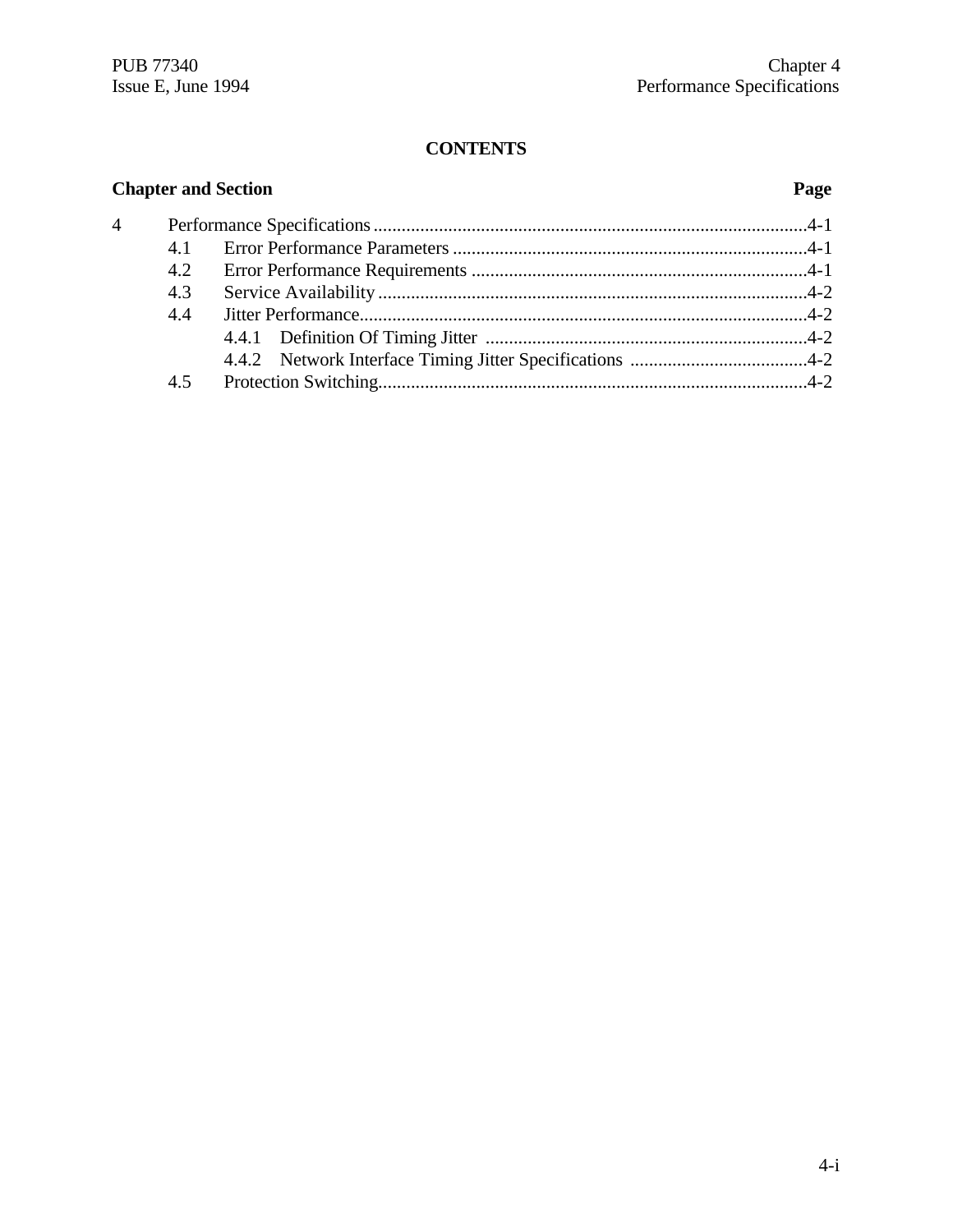## CONTENTS

| Chapter and Section | | | Page |
|---|---|---|---|
| 4 | Performance Specifications | | 4-1 |
| | 4.1 | Error Performance Parameters | 4-1 |
| | 4.2 | Error Performance Requirements | 4-1 |
| | 4.3 | Service Availability | 4-2 |
| | 4.4 | Jitter Performance | 4-2 |
| | | 4.4.1 Definition Of Timing Jitter | 4-2 |
| | | 4.4.2 Network Interface Timing Jitter Specifications | 4-2 |
| | 4.5 | Protection Switching | 4-2 |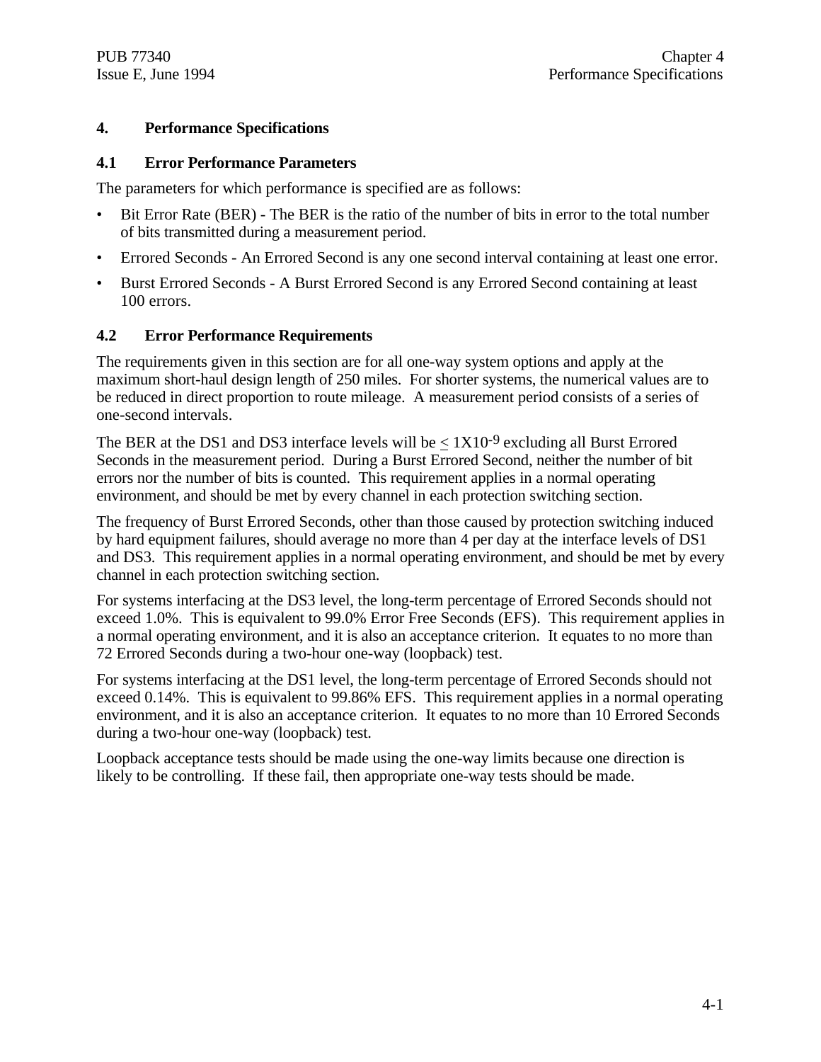# 4. Performance Specifications

## 4.1 Error Performance Parameters

The parameters for which performance is specified are as follows:

- Bit Error Rate (BER) - The BER is the ratio of the number of bits in error to the total number of bits transmitted during a measurement period.
- Errored Seconds - An Errored Second is any one second interval containing at least one error.
- Burst Errored Seconds - A Burst Errored Second is any Errored Second containing at least 100 errors.

## 4.2 Error Performance Requirements

The requirements given in this section are for all one-way system options and apply at the maximum short-haul design length of 250 miles. For shorter systems, the numerical values are to be reduced in direct proportion to route mileage. A measurement period consists of a series of one-second intervals.

The BER at the DS1 and DS3 interface levels will be $\leq 1X10^{-9}$ excluding all Burst Errored Seconds in the measurement period. During a Burst Errored Second, neither the number of bit errors nor the number of bits is counted. This requirement applies in a normal operating environment, and should be met by every channel in each protection switching section.

The frequency of Burst Errored Seconds, other than those caused by protection switching induced by hard equipment failures, should average no more than 4 per day at the interface levels of DS1 and DS3. This requirement applies in a normal operating environment, and should be met by every channel in each protection switching section.

For systems interfacing at the DS3 level, the long-term percentage of Errored Seconds should not exceed 1.0%. This is equivalent to 99.0% Error Free Seconds (EFS). This requirement applies in a normal operating environment, and it is also an acceptance criterion. It equates to no more than 72 Errored Seconds during a two-hour one-way (loopback) test.

For systems interfacing at the DS1 level, the long-term percentage of Errored Seconds should not exceed 0.14%. This is equivalent to 99.86% EFS. This requirement applies in a normal operating environment, and it is also an acceptance criterion. It equates to no more than 10 Errored Seconds during a two-hour one-way (loopback) test.

Loopback acceptance tests should be made using the one-way limits because one direction is likely to be controlling. If these fail, then appropriate one-way tests should be made.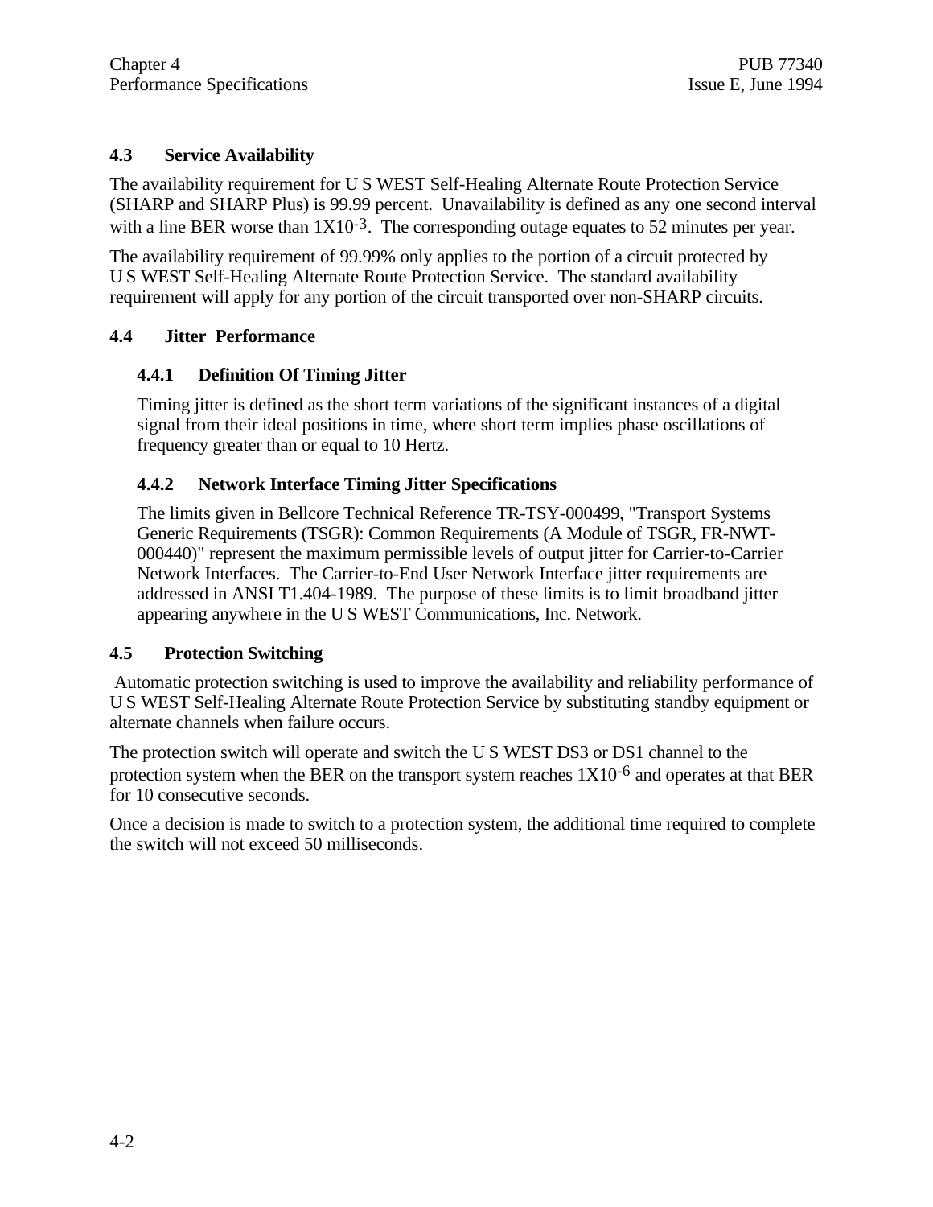## 4.3 Service Availability

The availability requirement for U S WEST Self-Healing Alternate Route Protection Service (SHARP and SHARP Plus) is 99.99 percent. Unavailability is defined as any one second interval with a line BER worse than $1X10^{-3}$. The corresponding outage equates to 52 minutes per year.

The availability requirement of 99.99% only applies to the portion of a circuit protected by U S WEST Self-Healing Alternate Route Protection Service. The standard availability requirement will apply for any portion of the circuit transported over non-SHARP circuits.

## 4.4 Jitter Performance

### 4.4.1 Definition Of Timing Jitter

Timing jitter is defined as the short term variations of the significant instances of a digital signal from their ideal positions in time, where short term implies phase oscillations of frequency greater than or equal to 10 Hertz.

### 4.4.2 Network Interface Timing Jitter Specifications

The limits given in Bellcore Technical Reference TR-TSY-000499, "Transport Systems Generic Requirements (TSGR): Common Requirements (A Module of TSGR, FR-NWT-000440)" represent the maximum permissible levels of output jitter for Carrier-to-Carrier Network Interfaces. The Carrier-to-End User Network Interface jitter requirements are addressed in ANSI T1.404-1989. The purpose of these limits is to limit broadband jitter appearing anywhere in the U S WEST Communications, Inc. Network.

## 4.5 Protection Switching

Automatic protection switching is used to improve the availability and reliability performance of U S WEST Self-Healing Alternate Route Protection Service by substituting standby equipment or alternate channels when failure occurs.

The protection switch will operate and switch the U S WEST DS3 or DS1 channel to the protection system when the BER on the transport system reaches $1X10^{-6}$ and operates at that BER for 10 consecutive seconds.

Once a decision is made to switch to a protection system, the additional time required to complete the switch will not exceed 50 milliseconds.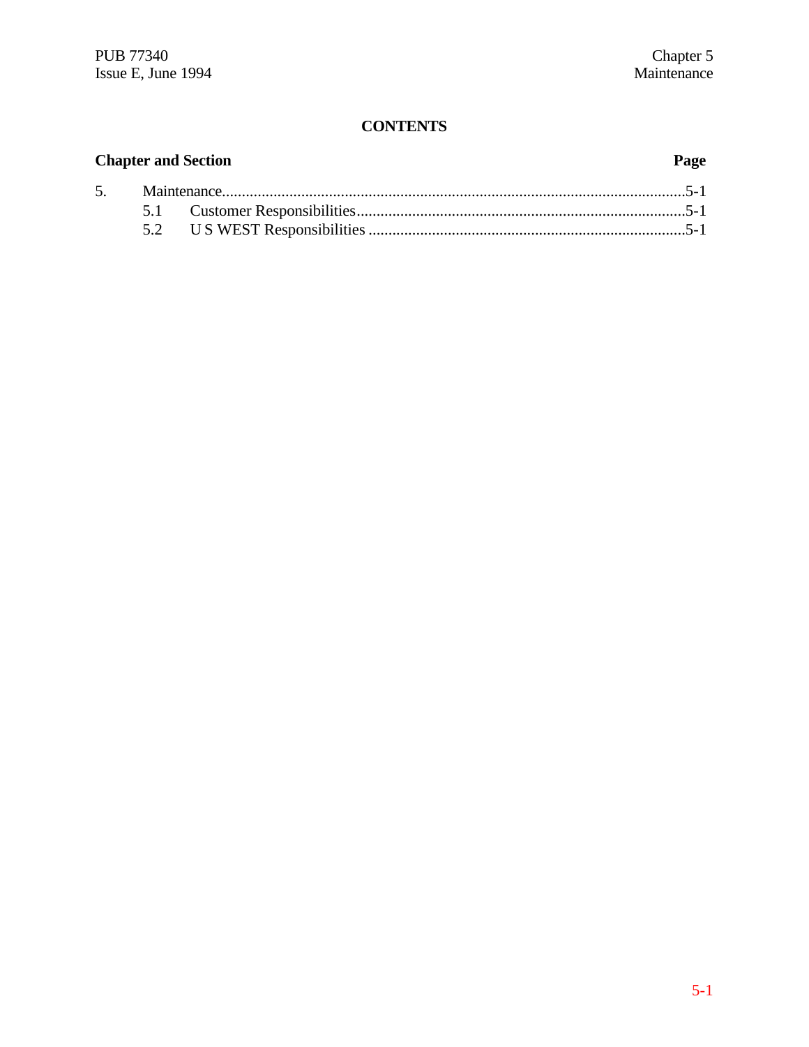# CONTENTS

| Chapter and Section | | Page |
|---|---|---|
| 5. | Maintenance | 5-1 |
| | 5.1 Customer Responsibilities | 5-1 |
| | 5.2 U S WEST Responsibilities | 5-1 |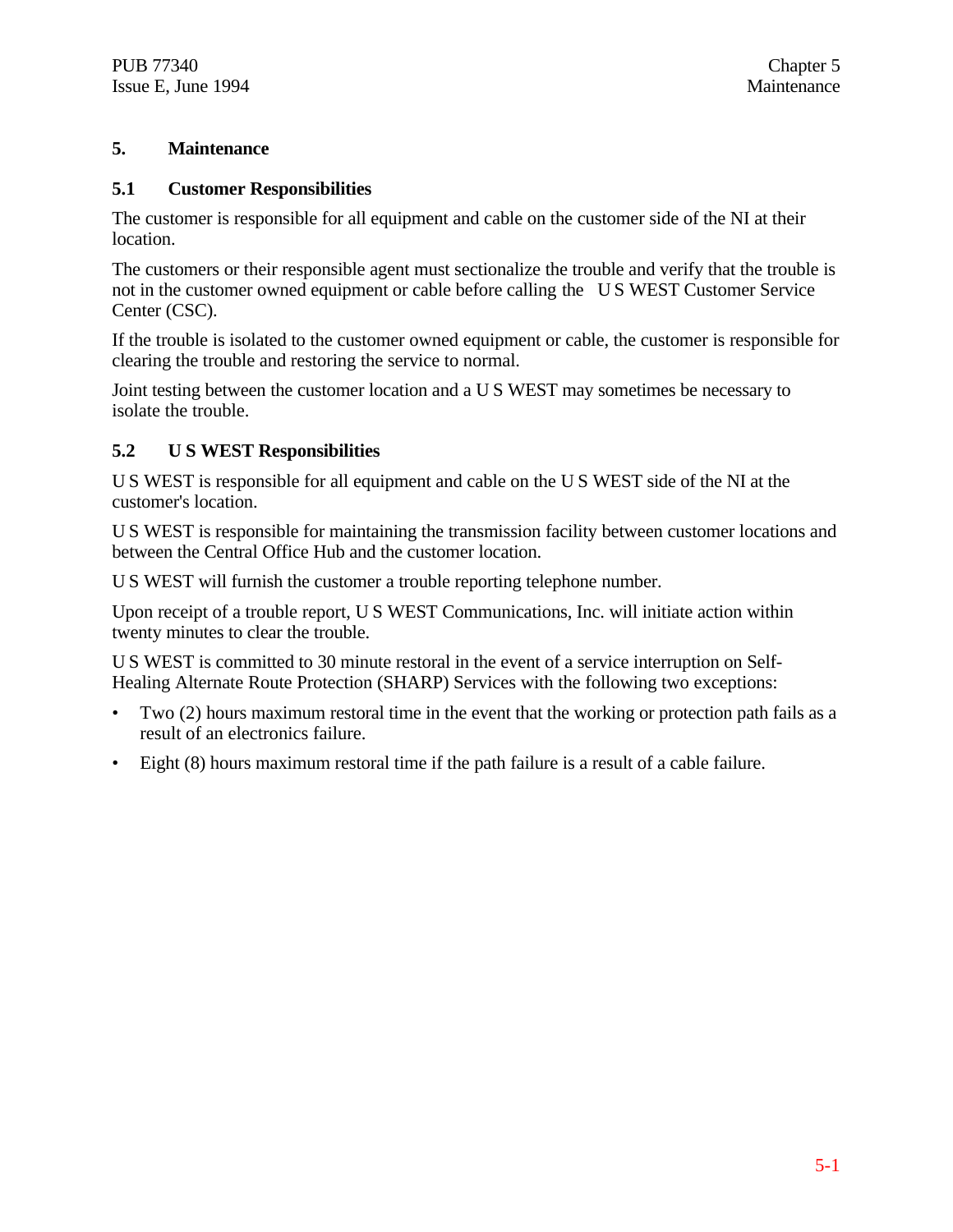# 5. Maintenance

## 5.1 Customer Responsibilities

The customer is responsible for all equipment and cable on the customer side of the NI at their location.

The customers or their responsible agent must sectionalize the trouble and verify that the trouble is not in the customer owned equipment or cable before calling the U S WEST Customer Service Center (CSC).

If the trouble is isolated to the customer owned equipment or cable, the customer is responsible for clearing the trouble and restoring the service to normal.

Joint testing between the customer location and a U S WEST may sometimes be necessary to isolate the trouble.

## 5.2 U S WEST Responsibilities

U S WEST is responsible for all equipment and cable on the U S WEST side of the NI at the customer's location.

U S WEST is responsible for maintaining the transmission facility between customer locations and between the Central Office Hub and the customer location.

U S WEST will furnish the customer a trouble reporting telephone number.

Upon receipt of a trouble report, U S WEST Communications, Inc. will initiate action within twenty minutes to clear the trouble.

U S WEST is committed to 30 minute restoral in the event of a service interruption on Self-Healing Alternate Route Protection (SHARP) Services with the following two exceptions:

- Two (2) hours maximum restoral time in the event that the working or protection path fails as a result of an electronics failure.
- Eight (8) hours maximum restoral time if the path failure is a result of a cable failure.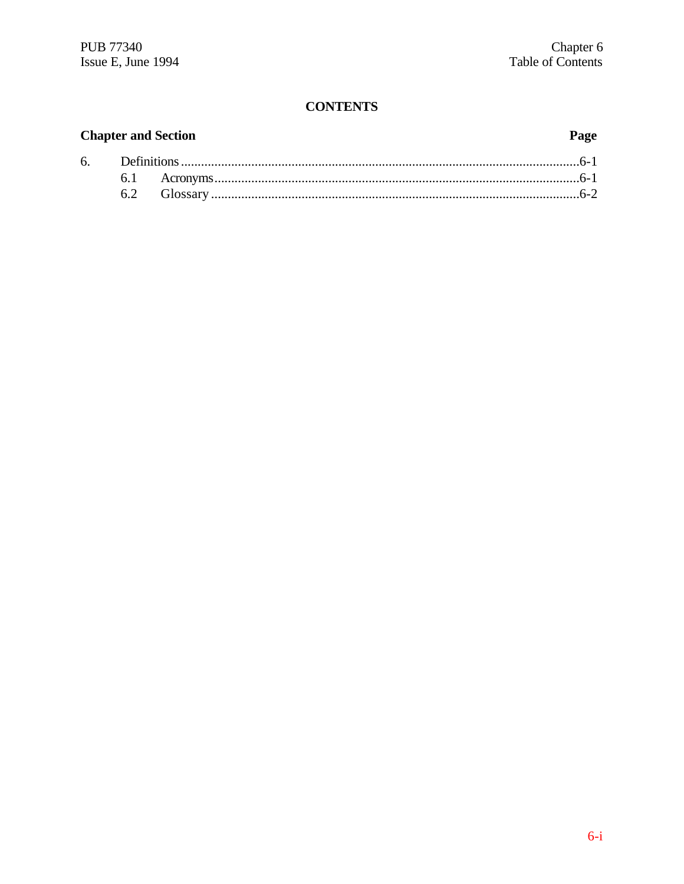# CONTENTS

| Chapter and Section | | Page |
|---|---|---|
| 6. | Definitions | 6-1 |
| | 6.1 Acronyms | 6-1 |
| | 6.2 Glossary | 6-2 |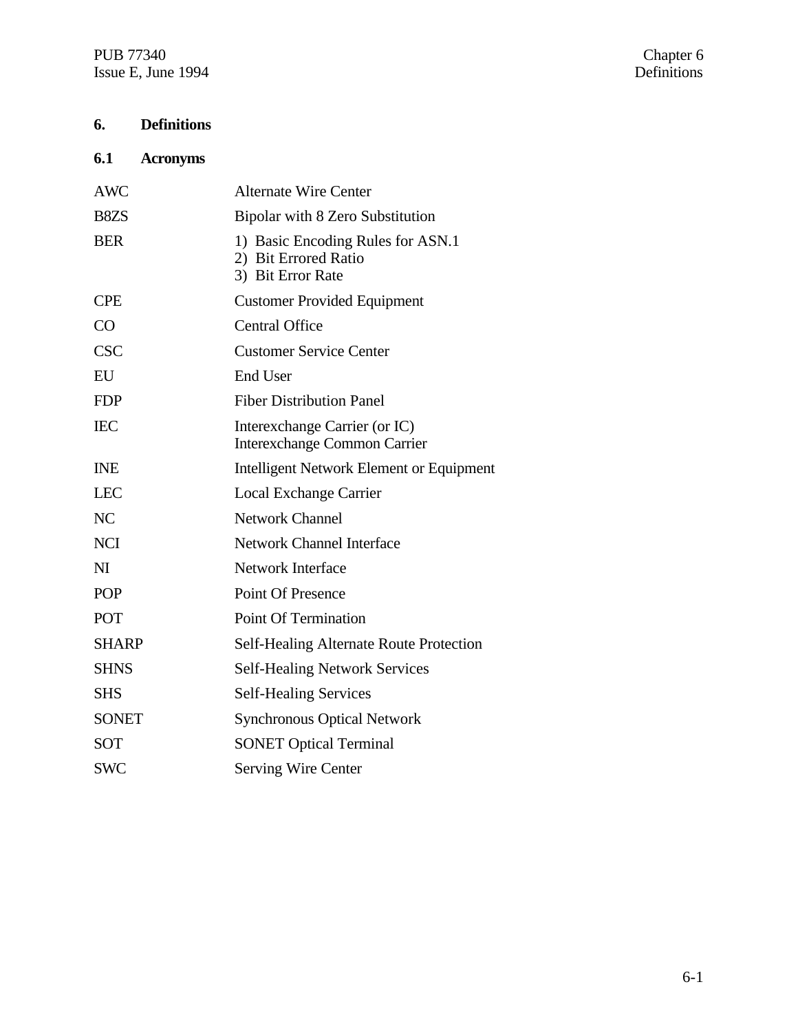# 6. Definitions

## 6.1 Acronyms

| | |
|---|---|
| AWC | Alternate Wire Center |
| B8ZS | Bipolar with 8 Zero Substitution |
| BER | 1) Basic Encoding Rules for ASN.1<br>2) Bit Errored Ratio<br>3) Bit Error Rate |
| CPE | Customer Provided Equipment |
| CO | Central Office |
| CSC | Customer Service Center |
| EU | End User |
| FDP | Fiber Distribution Panel |
| IEC | Interexchange Carrier (or IC)<br>Interexchange Common Carrier |
| INE | Intelligent Network Element or Equipment |
| LEC | Local Exchange Carrier |
| NC | Network Channel |
| NCI | Network Channel Interface |
| NI | Network Interface |
| POP | Point Of Presence |
| POT | Point Of Termination |
| SHARP | Self-Healing Alternate Route Protection |
| SHNS | Self-Healing Network Services |
| SHS | Self-Healing Services |
| SONET | Synchronous Optical Network |
| SOT | SONET Optical Terminal |
| SWC | Serving Wire Center |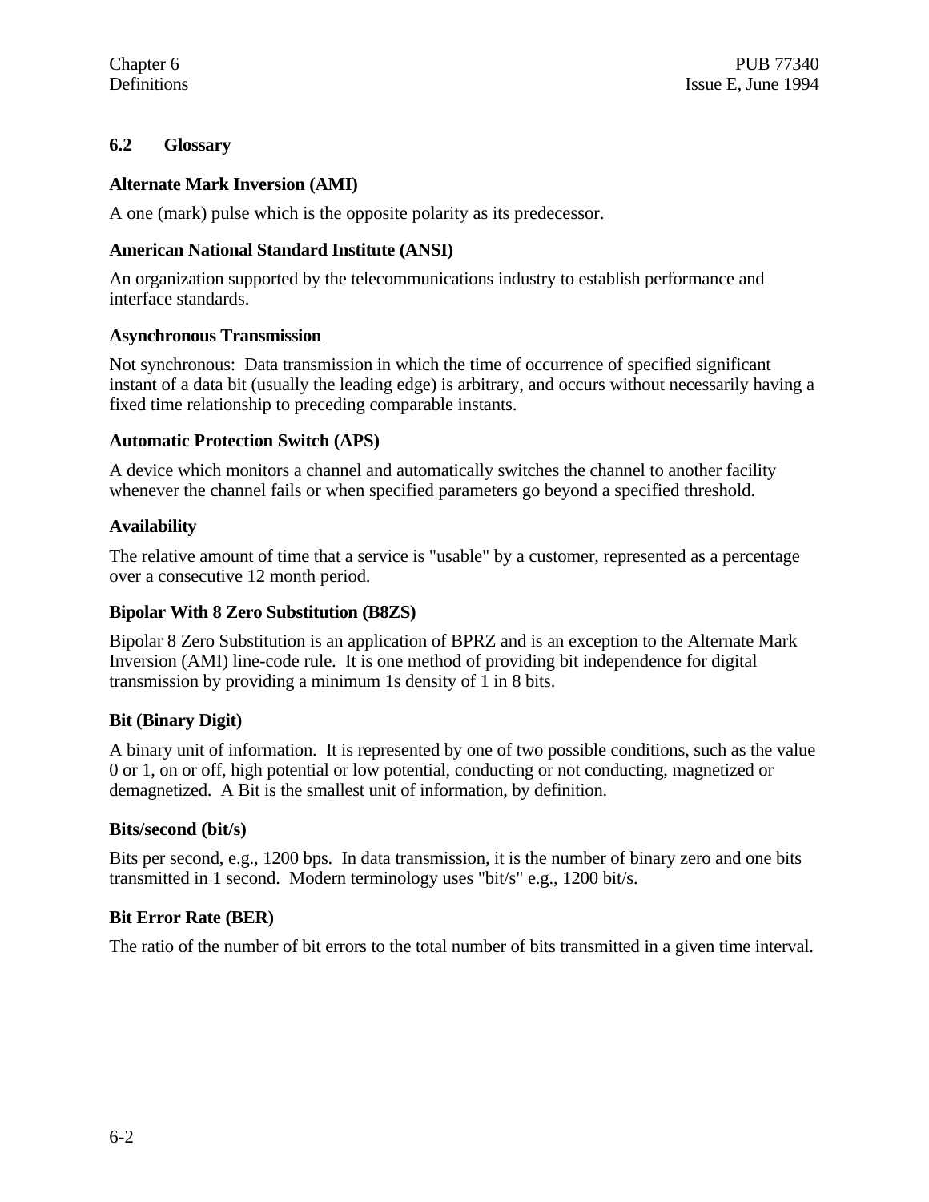## 6.2 Glossary

**Alternate Mark Inversion (AMI)**

A one (mark) pulse which is the opposite polarity as its predecessor.

**American National Standard Institute (ANSI)**

An organization supported by the telecommunications industry to establish performance and interface standards.

**Asynchronous Transmission**

Not synchronous: Data transmission in which the time of occurrence of specified significant instant of a data bit (usually the leading edge) is arbitrary, and occurs without necessarily having a fixed time relationship to preceding comparable instants.

**Automatic Protection Switch (APS)**

A device which monitors a channel and automatically switches the channel to another facility whenever the channel fails or when specified parameters go beyond a specified threshold.

**Availability**

The relative amount of time that a service is "usable" by a customer, represented as a percentage over a consecutive 12 month period.

**Bipolar With 8 Zero Substitution (B8ZS)**

Bipolar 8 Zero Substitution is an application of BPRZ and is an exception to the Alternate Mark Inversion (AMI) line-code rule. It is one method of providing bit independence for digital transmission by providing a minimum 1s density of 1 in 8 bits.

**Bit (Binary Digit)**

A binary unit of information. It is represented by one of two possible conditions, such as the value 0 or 1, on or off, high potential or low potential, conducting or not conducting, magnetized or demagnetized. A Bit is the smallest unit of information, by definition.

**Bits/second (bit/s)**

Bits per second, e.g., 1200 bps. In data transmission, it is the number of binary zero and one bits transmitted in 1 second. Modern terminology uses "bit/s" e.g., 1200 bit/s.

**Bit Error Rate (BER)**

The ratio of the number of bit errors to the total number of bits transmitted in a given time interval.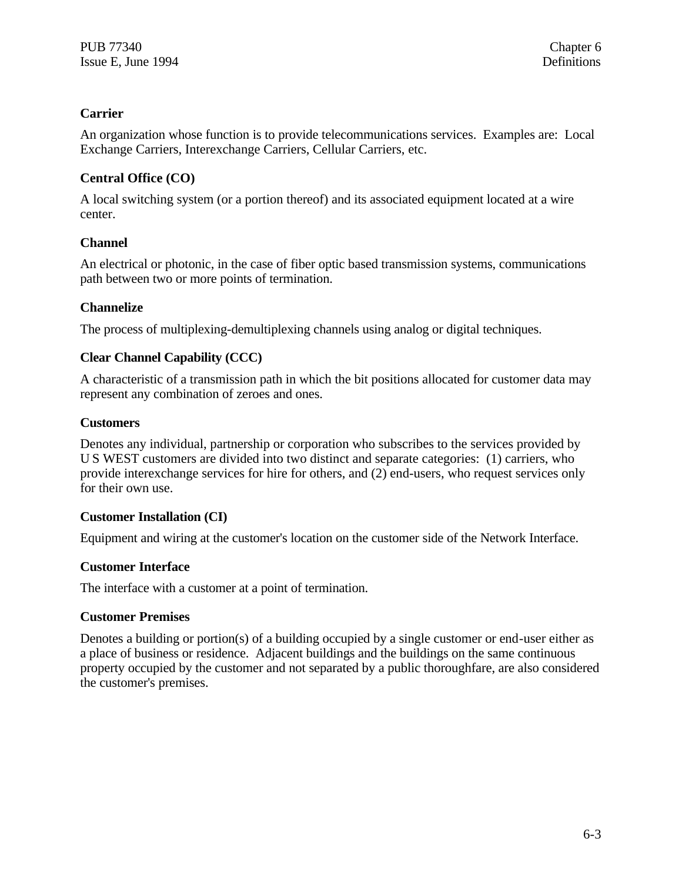**Carrier**

An organization whose function is to provide telecommunications services. Examples are: Local Exchange Carriers, Interexchange Carriers, Cellular Carriers, etc.

**Central Office (CO)**

A local switching system (or a portion thereof) and its associated equipment located at a wire center.

**Channel**

An electrical or photonic, in the case of fiber optic based transmission systems, communications path between two or more points of termination.

**Channelize**

The process of multiplexing-demultiplexing channels using analog or digital techniques.

**Clear Channel Capability (CCC)**

A characteristic of a transmission path in which the bit positions allocated for customer data may represent any combination of zeroes and ones.

**Customers**

Denotes any individual, partnership or corporation who subscribes to the services provided by U S WEST customers are divided into two distinct and separate categories: (1) carriers, who provide interexchange services for hire for others, and (2) end-users, who request services only for their own use.

**Customer Installation (CI)**

Equipment and wiring at the customer's location on the customer side of the Network Interface.

**Customer Interface**

The interface with a customer at a point of termination.

**Customer Premises**

Denotes a building or portion(s) of a building occupied by a single customer or end-user either as a place of business or residence. Adjacent buildings and the buildings on the same continuous property occupied by the customer and not separated by a public thoroughfare, are also considered the customer's premises.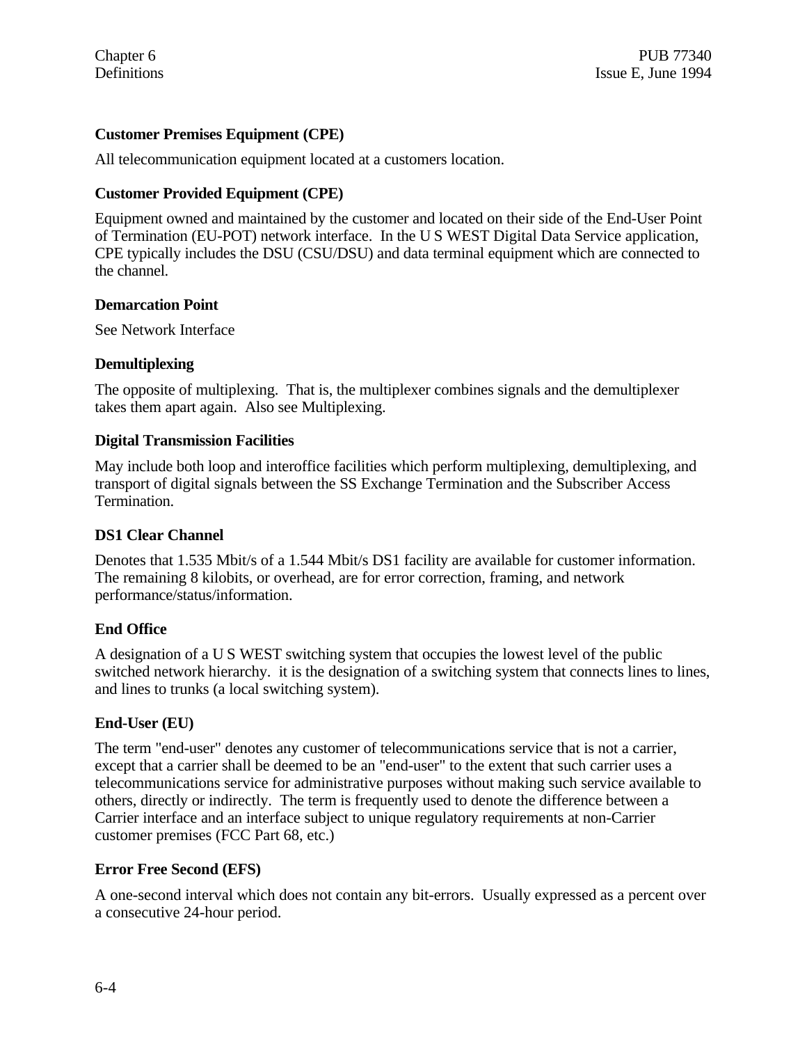**Customer Premises Equipment (CPE)**

All telecommunication equipment located at a customers location.

**Customer Provided Equipment (CPE)**

Equipment owned and maintained by the customer and located on their side of the End-User Point of Termination (EU-POT) network interface. In the U S WEST Digital Data Service application, CPE typically includes the DSU (CSU/DSU) and data terminal equipment which are connected to the channel.

**Demarcation Point**

See Network Interface

**Demultiplexing**

The opposite of multiplexing. That is, the multiplexer combines signals and the demultiplexer takes them apart again. Also see Multiplexing.

**Digital Transmission Facilities**

May include both loop and interoffice facilities which perform multiplexing, demultiplexing, and transport of digital signals between the SS Exchange Termination and the Subscriber Access Termination.

**DS1 Clear Channel**

Denotes that 1.535 Mbit/s of a 1.544 Mbit/s DS1 facility are available for customer information. The remaining 8 kilobits, or overhead, are for error correction, framing, and network performance/status/information.

**End Office**

A designation of a U S WEST switching system that occupies the lowest level of the public switched network hierarchy. it is the designation of a switching system that connects lines to lines, and lines to trunks (a local switching system).

**End-User (EU)**

The term "end-user" denotes any customer of telecommunications service that is not a carrier, except that a carrier shall be deemed to be an "end-user" to the extent that such carrier uses a telecommunications service for administrative purposes without making such service available to others, directly or indirectly. The term is frequently used to denote the difference between a Carrier interface and an interface subject to unique regulatory requirements at non-Carrier customer premises (FCC Part 68, etc.)

**Error Free Second (EFS)**

A one-second interval which does not contain any bit-errors. Usually expressed as a percent over a consecutive 24-hour period.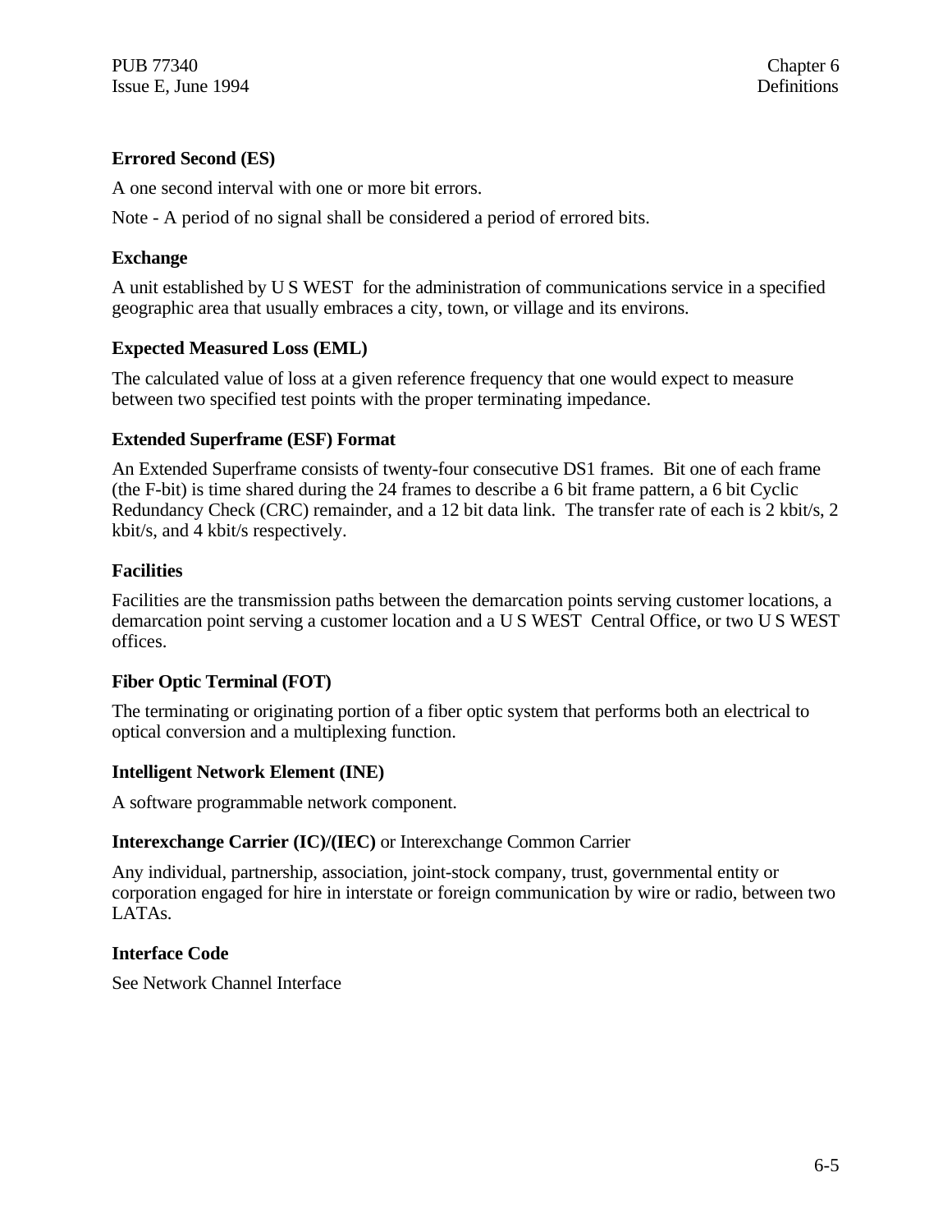**Errored Second (ES)**

A one second interval with one or more bit errors.

Note - A period of no signal shall be considered a period of errored bits.

**Exchange**

A unit established by U S WEST for the administration of communications service in a specified geographic area that usually embraces a city, town, or village and its environs.

**Expected Measured Loss (EML)**

The calculated value of loss at a given reference frequency that one would expect to measure between two specified test points with the proper terminating impedance.

**Extended Superframe (ESF) Format**

An Extended Superframe consists of twenty-four consecutive DS1 frames. Bit one of each frame (the F-bit) is time shared during the 24 frames to describe a 6 bit frame pattern, a 6 bit Cyclic Redundancy Check (CRC) remainder, and a 12 bit data link. The transfer rate of each is 2 kbit/s, 2 kbit/s, and 4 kbit/s respectively.

**Facilities**

Facilities are the transmission paths between the demarcation points serving customer locations, a demarcation point serving a customer location and a U S WEST Central Office, or two U S WEST offices.

**Fiber Optic Terminal (FOT)**

The terminating or originating portion of a fiber optic system that performs both an electrical to optical conversion and a multiplexing function.

**Intelligent Network Element (INE)**

A software programmable network component.

**Interexchange Carrier (IC)/(IEC)** or Interexchange Common Carrier

Any individual, partnership, association, joint-stock company, trust, governmental entity or corporation engaged for hire in interstate or foreign communication by wire or radio, between two LATAs.

**Interface Code**

See Network Channel Interface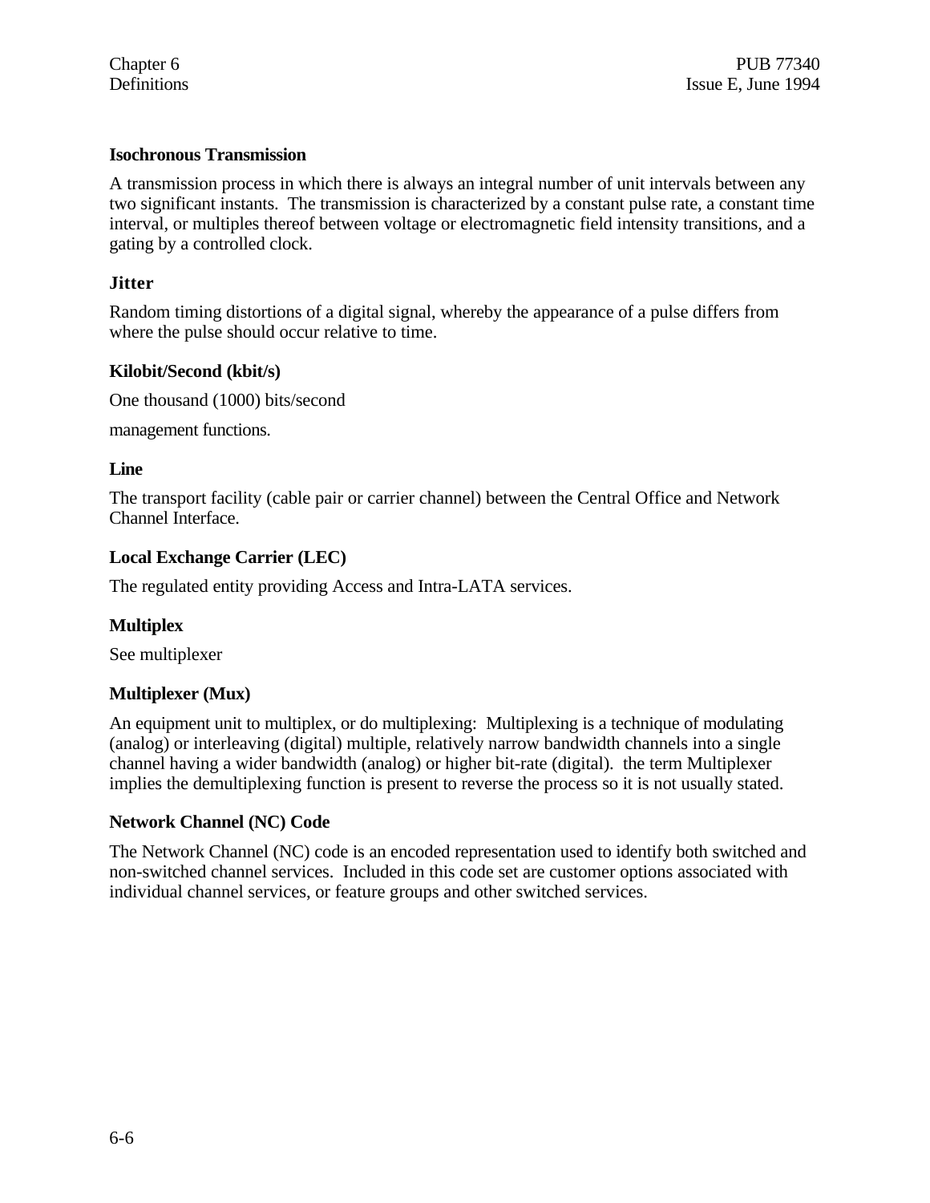**Isochronous Transmission**

A transmission process in which there is always an integral number of unit intervals between any two significant instants. The transmission is characterized by a constant pulse rate, a constant time interval, or multiples thereof between voltage or electromagnetic field intensity transitions, and a gating by a controlled clock.

**Jitter**

Random timing distortions of a digital signal, whereby the appearance of a pulse differs from where the pulse should occur relative to time.

**Kilobit/Second (kbit/s)**

One thousand (1000) bits/second

management functions.

**Line**

The transport facility (cable pair or carrier channel) between the Central Office and Network Channel Interface.

**Local Exchange Carrier (LEC)**

The regulated entity providing Access and Intra-LATA services.

**Multiplex**

See multiplexer

**Multiplexer (Mux)**

An equipment unit to multiplex, or do multiplexing: Multiplexing is a technique of modulating (analog) or interleaving (digital) multiple, relatively narrow bandwidth channels into a single channel having a wider bandwidth (analog) or higher bit-rate (digital). the term Multiplexer implies the demultiplexing function is present to reverse the process so it is not usually stated.

**Network Channel (NC) Code**

The Network Channel (NC) code is an encoded representation used to identify both switched and non-switched channel services. Included in this code set are customer options associated with individual channel services, or feature groups and other switched services.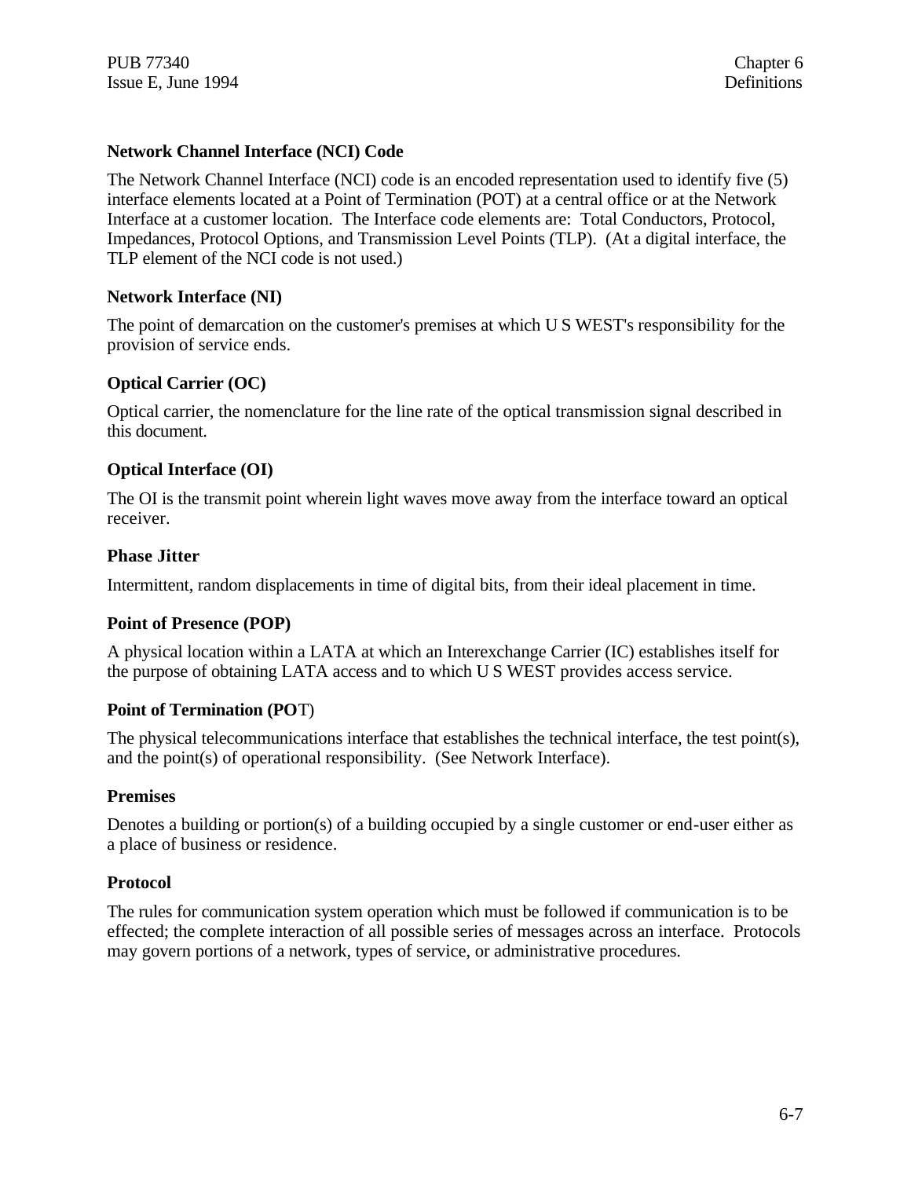**Network Channel Interface (NCI) Code**

The Network Channel Interface (NCI) code is an encoded representation used to identify five (5) interface elements located at a Point of Termination (POT) at a central office or at the Network Interface at a customer location. The Interface code elements are: Total Conductors, Protocol, Impedances, Protocol Options, and Transmission Level Points (TLP). (At a digital interface, the TLP element of the NCI code is not used.)

**Network Interface (NI)**

The point of demarcation on the customer's premises at which U S WEST's responsibility for the provision of service ends.

**Optical Carrier (OC)**

Optical carrier, the nomenclature for the line rate of the optical transmission signal described in this document.

**Optical Interface (OI)**

The OI is the transmit point wherein light waves move away from the interface toward an optical receiver.

**Phase Jitter**

Intermittent, random displacements in time of digital bits, from their ideal placement in time.

**Point of Presence (POP)**

A physical location within a LATA at which an Interexchange Carrier (IC) establishes itself for the purpose of obtaining LATA access and to which U S WEST provides access service.

**Point of Termination (POT)**

The physical telecommunications interface that establishes the technical interface, the test point(s), and the point(s) of operational responsibility. (See Network Interface).

**Premises**

Denotes a building or portion(s) of a building occupied by a single customer or end-user either as a place of business or residence.

**Protocol**

The rules for communication system operation which must be followed if communication is to be effected; the complete interaction of all possible series of messages across an interface. Protocols may govern portions of a network, types of service, or administrative procedures.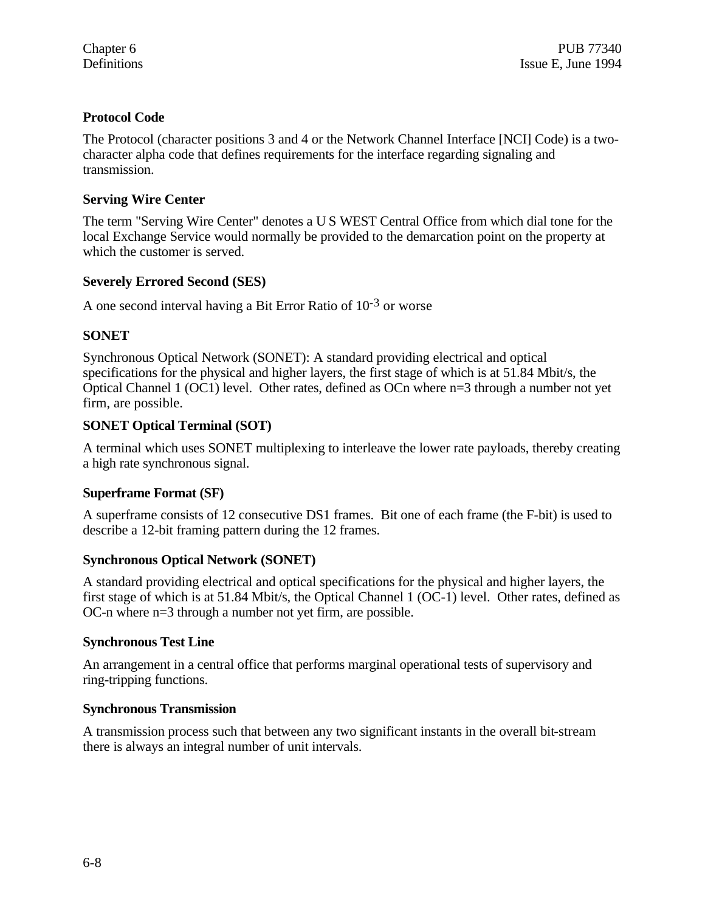### Protocol Code

The Protocol (character positions 3 and 4 or the Network Channel Interface [NCI] Code) is a two-character alpha code that defines requirements for the interface regarding signaling and transmission.

### Serving Wire Center

The term "Serving Wire Center" denotes a U S WEST Central Office from which dial tone for the local Exchange Service would normally be provided to the demarcation point on the property at which the customer is served.

### Severely Errored Second (SES)

A one second interval having a Bit Error Ratio of $10^{-3}$ or worse

### SONET

Synchronous Optical Network (SONET): A standard providing electrical and optical specifications for the physical and higher layers, the first stage of which is at 51.84 Mbit/s, the Optical Channel 1 (OC1) level. Other rates, defined as OCn where n=3 through a number not yet firm, are possible.

### SONET Optical Terminal (SOT)

A terminal which uses SONET multiplexing to interleave the lower rate payloads, thereby creating a high rate synchronous signal.

### Superframe Format (SF)

A superframe consists of 12 consecutive DS1 frames. Bit one of each frame (the F-bit) is used to describe a 12-bit framing pattern during the 12 frames.

### Synchronous Optical Network (SONET)

A standard providing electrical and optical specifications for the physical and higher layers, the first stage of which is at 51.84 Mbit/s, the Optical Channel 1 (OC-1) level. Other rates, defined as OC-n where n=3 through a number not yet firm, are possible.

### Synchronous Test Line

An arrangement in a central office that performs marginal operational tests of supervisory and ring-tripping functions.

### Synchronous Transmission

A transmission process such that between any two significant instants in the overall bit-stream there is always an integral number of unit intervals.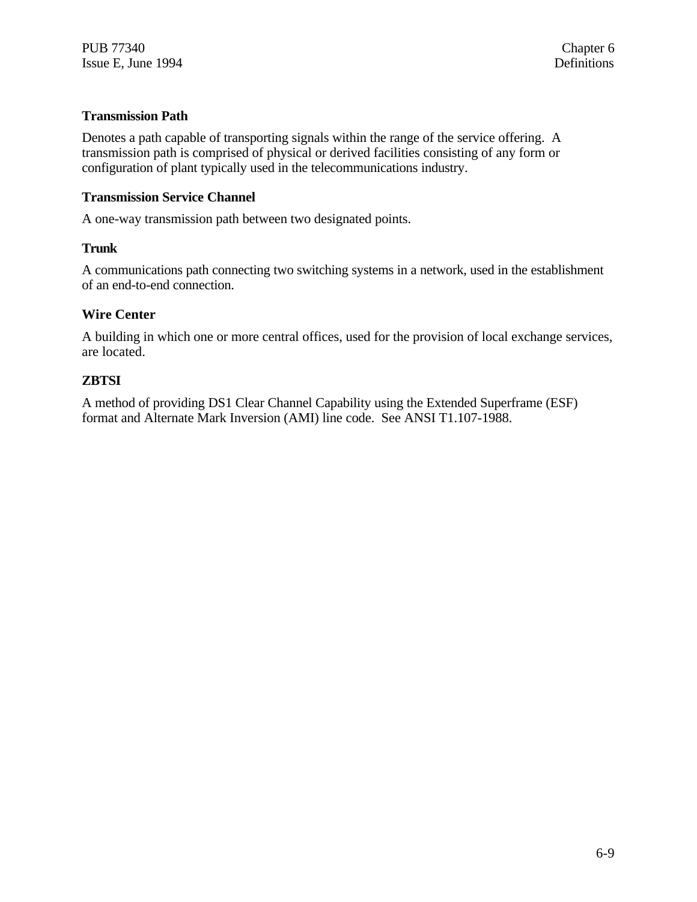**Transmission Path**

Denotes a path capable of transporting signals within the range of the service offering. A transmission path is comprised of physical or derived facilities consisting of any form or configuration of plant typically used in the telecommunications industry.

**Transmission Service Channel**

A one-way transmission path between two designated points.

**Trunk**

A communications path connecting two switching systems in a network, used in the establishment of an end-to-end connection.

**Wire Center**

A building in which one or more central offices, used for the provision of local exchange services, are located.

**ZBTSI**

A method of providing DS1 Clear Channel Capability using the Extended Superframe (ESF) format and Alternate Mark Inversion (AMI) line code. See ANSI T1.107-1988.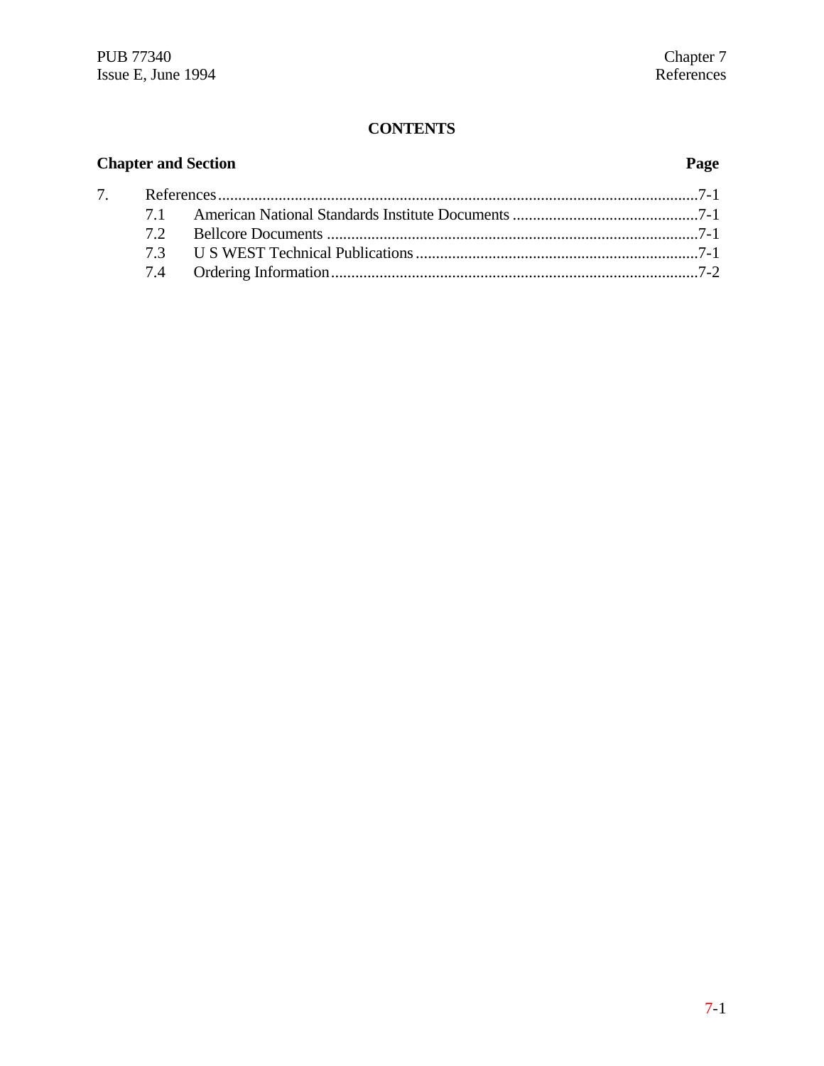## CONTENTS

| Chapter and Section | | Page |
|---|---|---|
| 7. | References | 7-1 |
| 7.1 | American National Standards Institute Documents | 7-1 |
| 7.2 | Bellcore Documents | 7-1 |
| 7.3 | U S WEST Technical Publications | 7-1 |
| 7.4 | Ordering Information | 7-2 |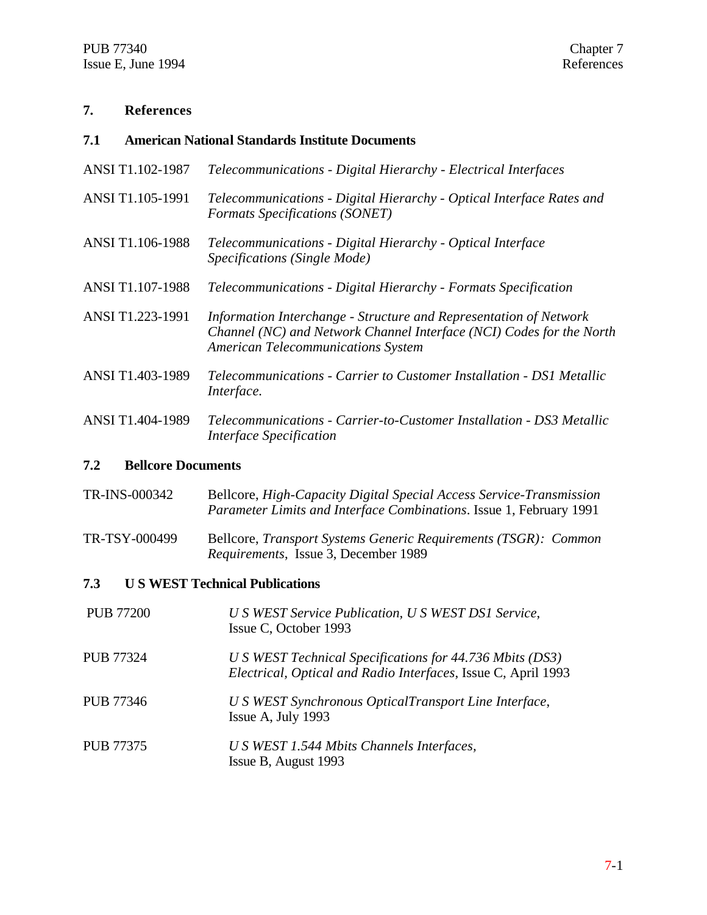# 7. References

## 7.1 American National Standards Institute Documents

ANSI T1.102-1987 *Telecommunications - Digital Hierarchy - Electrical Interfaces*

ANSI T1.105-1991 *Telecommunications - Digital Hierarchy - Optical Interface Rates and Formats Specifications (SONET)*

ANSI T1.106-1988 *Telecommunications - Digital Hierarchy - Optical Interface Specifications (Single Mode)*

ANSI T1.107-1988 *Telecommunications - Digital Hierarchy - Formats Specification*

ANSI T1.223-1991 *Information Interchange - Structure and Representation of Network Channel (NC) and Network Channel Interface (NCI) Codes for the North American Telecommunications System*

ANSI T1.403-1989 *Telecommunications - Carrier to Customer Installation - DS1 Metallic Interface.*

ANSI T1.404-1989 *Telecommunications - Carrier-to-Customer Installation - DS3 Metallic Interface Specification*

## 7.2 Bellcore Documents

TR-INS-000342 Bellcore, *High-Capacity Digital Special Access Service-Transmission Parameter Limits and Interface Combinations*. Issue 1, February 1991

TR-TSY-000499 Bellcore, *Transport Systems Generic Requirements (TSGR): Common Requirements*, Issue 3, December 1989

## 7.3 U S WEST Technical Publications

PUB 77200 *U S WEST Service Publication, U S WEST DS1 Service*, Issue C, October 1993

PUB 77324 *U S WEST Technical Specifications for 44.736 Mbits (DS3) Electrical, Optical and Radio Interfaces*, Issue C, April 1993

PUB 77346 *U S WEST Synchronous OpticalTransport Line Interface*, Issue A, July 1993

PUB 77375 *U S WEST 1.544 Mbits Channels Interfaces*, Issue B, August 1993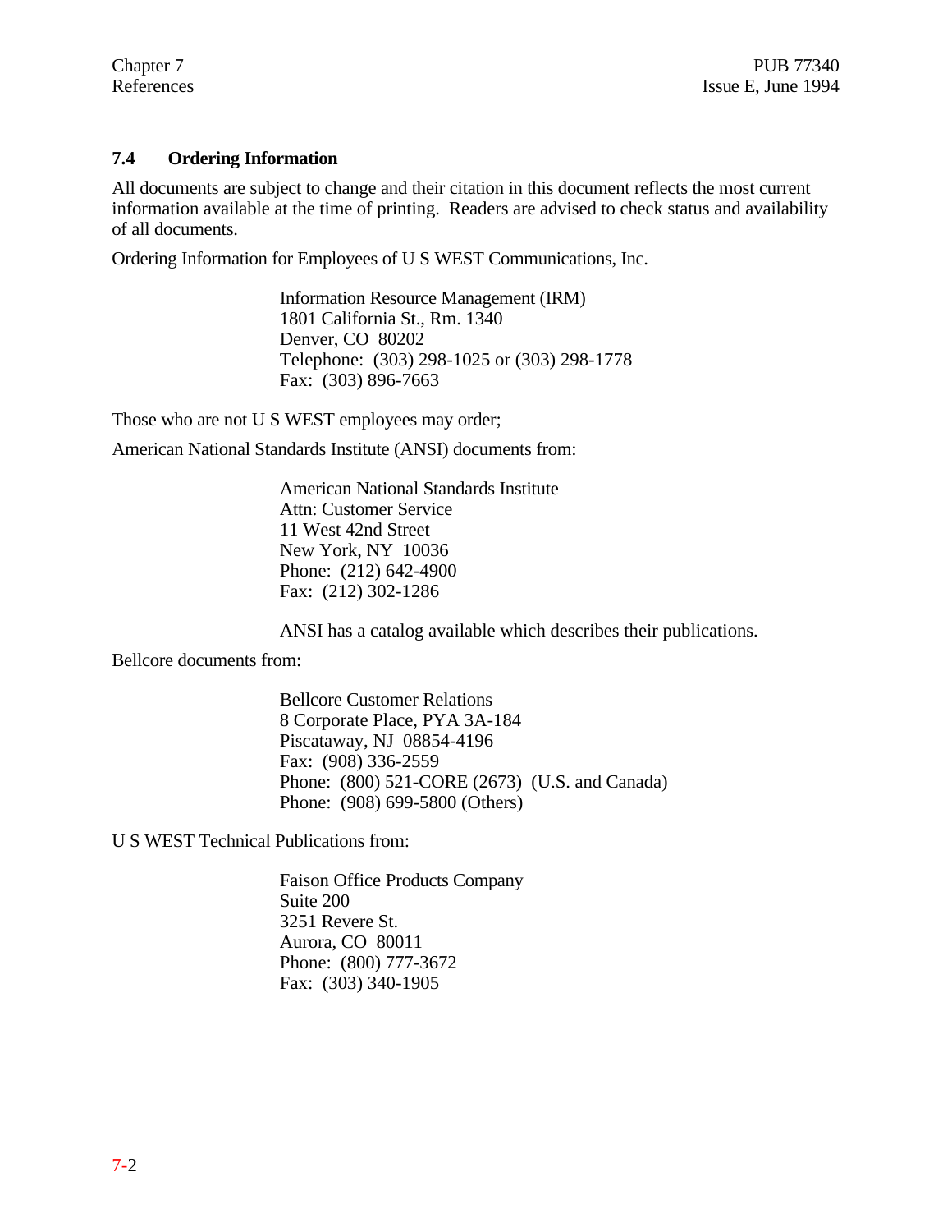## 7.4 Ordering Information

All documents are subject to change and their citation in this document reflects the most current information available at the time of printing. Readers are advised to check status and availability of all documents.

Ordering Information for Employees of U S WEST Communications, Inc.

> Information Resource Management (IRM)
> 1801 California St., Rm. 1340
> Denver, CO 80202
> Telephone: (303) 298-1025 or (303) 298-1778
> Fax: (303) 896-7663

Those who are not U S WEST employees may order;

American National Standards Institute (ANSI) documents from:

> American National Standards Institute
> Attn: Customer Service
> 11 West 42nd Street
> New York, NY 10036
> Phone: (212) 642-4900
> Fax: (212) 302-1286
>
> ANSI has a catalog available which describes their publications.

Bellcore documents from:

> Bellcore Customer Relations
> 8 Corporate Place, PYA 3A-184
> Piscataway, NJ 08854-4196
> Fax: (908) 336-2559
> Phone: (800) 521-CORE (2673) (U.S. and Canada)
> Phone: (908) 699-5800 (Others)

U S WEST Technical Publications from:

> Faison Office Products Company
> Suite 200
> 3251 Revere St.
> Aurora, CO 80011
> Phone: (800) 777-3672
> Fax: (303) 340-1905